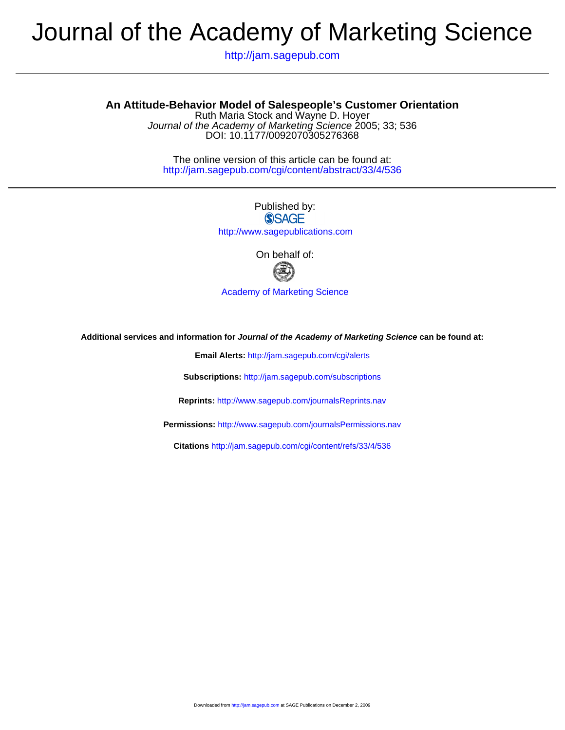# Journal of the Academy of Marketing Science

http://jam.sagepub.com

## An Attitude-Behavior Model of Salespeople's Customer Orientation

Ruth Maria Stock and Wayne D. Hoyer

*Journal of the Academy of Marketing Science* 2005; 33; 536

DOI: 10.1177/0092070305276368

The online version of this article can be found at:
http://jam.sagepub.com/cgi/content/abstract/33/4/536

Published by:

SAGE

http://www.sagepublications.com

On behalf of:

Academy of Marketing Science

**Additional services and information for *Journal of the Academy of Marketing Science* can be found at:**

**Email Alerts:** http://jam.sagepub.com/cgi/alerts

**Subscriptions:** http://jam.sagepub.com/subscriptions

**Reprints:** http://www.sagepub.com/journalsReprints.nav

**Permissions:** http://www.sagepub.com/journalsPermissions.nav

**Citations** http://jam.sagepub.com/cgi/content/refs/33/4/536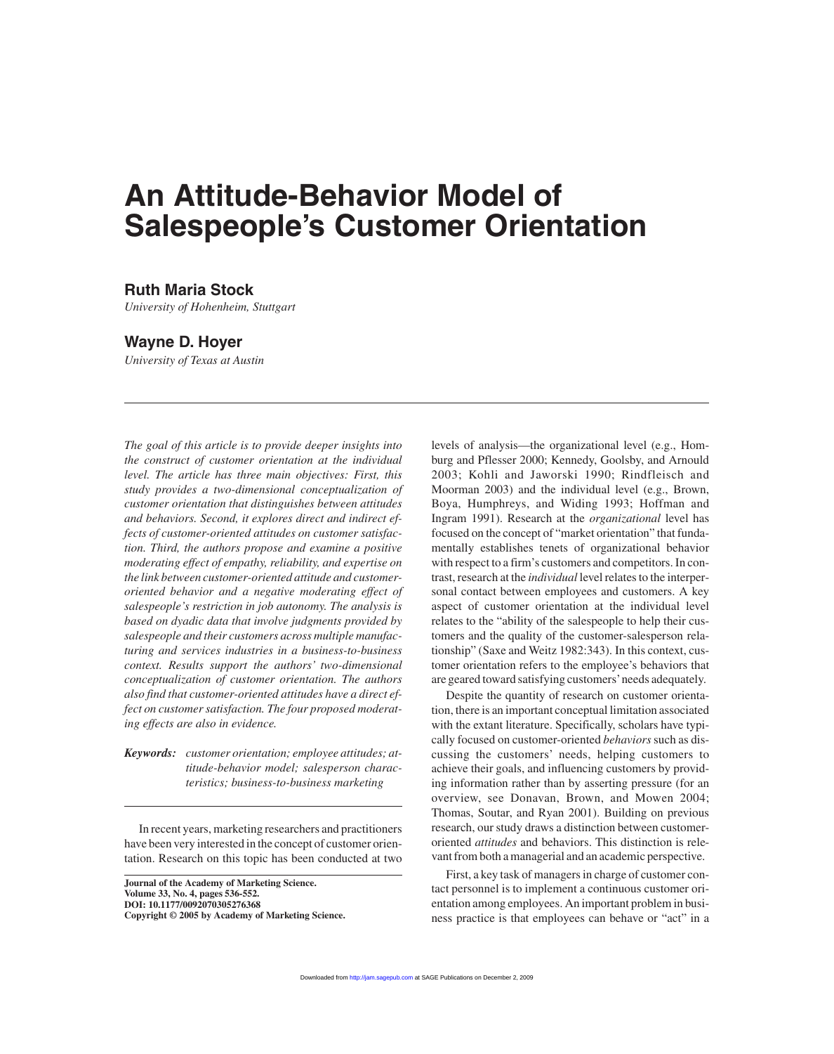# An Attitude-Behavior Model of Salespeople's Customer Orientation

**Ruth Maria Stock**
*University of Hohenheim, Stuttgart*

**Wayne D. Hoyer**
*University of Texas at Austin*

---

*The goal of this article is to provide deeper insights into the construct of customer orientation at the individual level. The article has three main objectives: First, this study provides a two-dimensional conceptualization of customer orientation that distinguishes between attitudes and behaviors. Second, it explores direct and indirect effects of customer-oriented attitudes on customer satisfaction. Third, the authors propose and examine a positive moderating effect of empathy, reliability, and expertise on the link between customer-oriented attitude and customer-oriented behavior and a negative moderating effect of salespeople's restriction in job autonomy. The analysis is based on dyadic data that involve judgments provided by salespeople and their customers across multiple manufacturing and services industries in a business-to-business context. Results support the authors' two-dimensional conceptualization of customer orientation. The authors also find that customer-oriented attitudes have a direct effect on customer satisfaction. The four proposed moderating effects are also in evidence.*

***Keywords:*** *customer orientation; employee attitudes; attitude-behavior model; salesperson characteristics; business-to-business marketing*

---

In recent years, marketing researchers and practitioners have been very interested in the concept of customer orientation. Research on this topic has been conducted at two levels of analysis—the organizational level (e.g., Homburg and Pflesser 2000; Kennedy, Goolsby, and Arnould 2003; Kohli and Jaworski 1990; Rindfleisch and Moorman 2003) and the individual level (e.g., Brown, Boya, Humphreys, and Widing 1993; Hoffman and Ingram 1991). Research at the *organizational* level has focused on the concept of "market orientation" that fundamentally establishes tenets of organizational behavior with respect to a firm's customers and competitors. In contrast, research at the *individual* level relates to the interpersonal contact between employees and customers. A key aspect of customer orientation at the individual level relates to the "ability of the salespeople to help their customers and the quality of the customer-salesperson relationship" (Saxe and Weitz 1982:343). In this context, customer orientation refers to the employee's behaviors that are geared toward satisfying customers' needs adequately.

Despite the quantity of research on customer orientation, there is an important conceptual limitation associated with the extant literature. Specifically, scholars have typically focused on customer-oriented *behaviors* such as discussing the customers' needs, helping customers to achieve their goals, and influencing customers by providing information rather than by asserting pressure (for an overview, see Donavan, Brown, and Mowen 2004; Thomas, Soutar, and Ryan 2001). Building on previous research, our study draws a distinction between customer-oriented *attitudes* and behaviors. This distinction is relevant from both a managerial and an academic perspective.

First, a key task of managers in charge of customer contact personnel is to implement a continuous customer orientation among employees. An important problem in business practice is that employees can behave or "act" in a

**Journal of the Academy of Marketing Science.**
**Volume 33, No. 4, pages 536-552.**
**DOI: 10.1177/0092070305276368**
**Copyright © 2005 by Academy of Marketing Science.**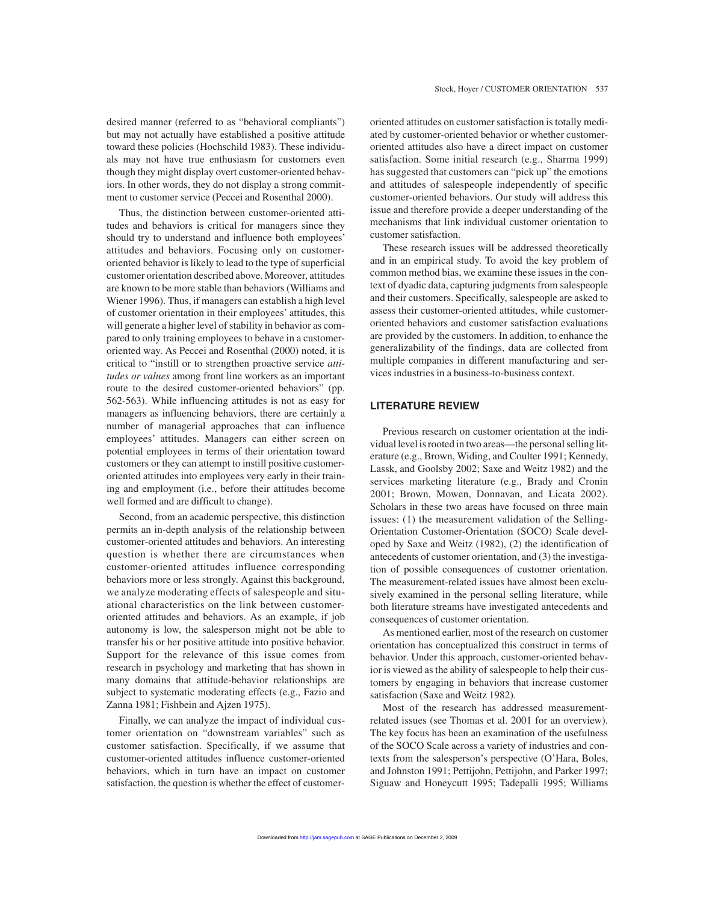desired manner (referred to as "behavioral compliants") but may not actually have established a positive attitude toward these policies (Hochschild 1983). These individuals may not have true enthusiasm for customers even though they might display overt customer-oriented behaviors. In other words, they do not display a strong commitment to customer service (Peccei and Rosenthal 2000).

Thus, the distinction between customer-oriented attitudes and behaviors is critical for managers since they should try to understand and influence both employees' attitudes and behaviors. Focusing only on customer-oriented behavior is likely to lead to the type of superficial customer orientation described above. Moreover, attitudes are known to be more stable than behaviors (Williams and Wiener 1996). Thus, if managers can establish a high level of customer orientation in their employees' attitudes, this will generate a higher level of stability in behavior as compared to only training employees to behave in a customer-oriented way. As Peccei and Rosenthal (2000) noted, it is critical to "instill or to strengthen proactive service *attitudes or values* among front line workers as an important route to the desired customer-oriented behaviors" (pp. 562-563). While influencing attitudes is not as easy for managers as influencing behaviors, there are certainly a number of managerial approaches that can influence employees' attitudes. Managers can either screen on potential employees in terms of their orientation toward customers or they can attempt to instill positive customer-oriented attitudes into employees very early in their training and employment (i.e., before their attitudes become well formed and are difficult to change).

Second, from an academic perspective, this distinction permits an in-depth analysis of the relationship between customer-oriented attitudes and behaviors. An interesting question is whether there are circumstances when customer-oriented attitudes influence corresponding behaviors more or less strongly. Against this background, we analyze moderating effects of salespeople and situational characteristics on the link between customer-oriented attitudes and behaviors. As an example, if job autonomy is low, the salesperson might not be able to transfer his or her positive attitude into positive behavior. Support for the relevance of this issue comes from research in psychology and marketing that has shown in many domains that attitude-behavior relationships are subject to systematic moderating effects (e.g., Fazio and Zanna 1981; Fishbein and Ajzen 1975).

Finally, we can analyze the impact of individual customer orientation on "downstream variables" such as customer satisfaction. Specifically, if we assume that customer-oriented attitudes influence customer-oriented behaviors, which in turn have an impact on customer satisfaction, the question is whether the effect of customer-oriented attitudes on customer satisfaction is totally mediated by customer-oriented behavior or whether customer-oriented attitudes also have a direct impact on customer satisfaction. Some initial research (e.g., Sharma 1999) has suggested that customers can "pick up" the emotions and attitudes of salespeople independently of specific customer-oriented behaviors. Our study will address this issue and therefore provide a deeper understanding of the mechanisms that link individual customer orientation to customer satisfaction.

These research issues will be addressed theoretically and in an empirical study. To avoid the key problem of common method bias, we examine these issues in the context of dyadic data, capturing judgments from salespeople and their customers. Specifically, salespeople are asked to assess their customer-oriented attitudes, while customer-oriented behaviors and customer satisfaction evaluations are provided by the customers. In addition, to enhance the generalizability of the findings, data are collected from multiple companies in different manufacturing and services industries in a business-to-business context.

## LITERATURE REVIEW

Previous research on customer orientation at the individual level is rooted in two areas—the personal selling literature (e.g., Brown, Widing, and Coulter 1991; Kennedy, Lassk, and Goolsby 2002; Saxe and Weitz 1982) and the services marketing literature (e.g., Brady and Cronin 2001; Brown, Mowen, Donnavan, and Licata 2002). Scholars in these two areas have focused on three main issues: (1) the measurement validation of the Selling-Orientation Customer-Orientation (SOCO) Scale developed by Saxe and Weitz (1982), (2) the identification of antecedents of customer orientation, and (3) the investigation of possible consequences of customer orientation. The measurement-related issues have almost been exclusively examined in the personal selling literature, while both literature streams have investigated antecedents and consequences of customer orientation.

As mentioned earlier, most of the research on customer orientation has conceptualized this construct in terms of behavior. Under this approach, customer-oriented behavior is viewed as the ability of salespeople to help their customers by engaging in behaviors that increase customer satisfaction (Saxe and Weitz 1982).

Most of the research has addressed measurement-related issues (see Thomas et al. 2001 for an overview). The key focus has been an examination of the usefulness of the SOCO Scale across a variety of industries and contexts from the salesperson's perspective (O'Hara, Boles, and Johnston 1991; Pettijohn, Pettijohn, and Parker 1997; Siguaw and Honeycutt 1995; Tadepalli 1995; Williams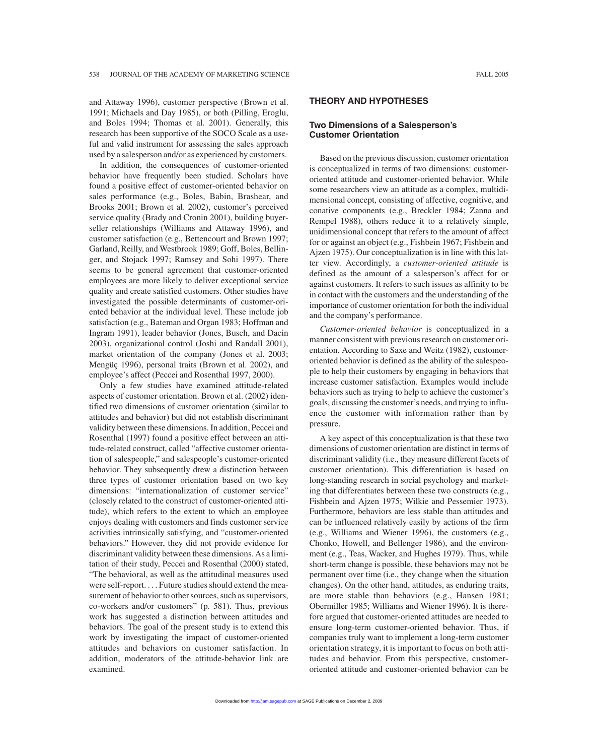and Attaway 1996), customer perspective (Brown et al. 1991; Michaels and Day 1985), or both (Pilling, Eroglu, and Boles 1994; Thomas et al. 2001). Generally, this research has been supportive of the SOCO Scale as a useful and valid instrument for assessing the sales approach used by a salesperson and/or as experienced by customers.

In addition, the consequences of customer-oriented behavior have frequently been studied. Scholars have found a positive effect of customer-oriented behavior on sales performance (e.g., Boles, Babin, Brashear, and Brooks 2001; Brown et al. 2002), customer's perceived service quality (Brady and Cronin 2001), building buyer-seller relationships (Williams and Attaway 1996), and customer satisfaction (e.g., Bettencourt and Brown 1997; Garland, Reilly, and Westbrook 1989; Goff, Boles, Bellinger, and Stojack 1997; Ramsey and Sohi 1997). There seems to be general agreement that customer-oriented employees are more likely to deliver exceptional service quality and create satisfied customers. Other studies have investigated the possible determinants of customer-oriented behavior at the individual level. These include job satisfaction (e.g., Bateman and Organ 1983; Hoffman and Ingram 1991), leader behavior (Jones, Busch, and Dacin 2003), organizational control (Joshi and Randall 2001), market orientation of the company (Jones et al. 2003; Mengüç 1996), personal traits (Brown et al. 2002), and employee's affect (Peccei and Rosenthal 1997, 2000).

Only a few studies have examined attitude-related aspects of customer orientation. Brown et al. (2002) identified two dimensions of customer orientation (similar to attitudes and behavior) but did not establish discriminant validity between these dimensions. In addition, Peccei and Rosenthal (1997) found a positive effect between an attitude-related construct, called "affective customer orientation of salespeople," and salespeople's customer-oriented behavior. They subsequently drew a distinction between three types of customer orientation based on two key dimensions: "internationalization of customer service" (closely related to the construct of customer-oriented attitude), which refers to the extent to which an employee enjoys dealing with customers and finds customer service activities intrinsically satisfying, and "customer-oriented behaviors." However, they did not provide evidence for discriminant validity between these dimensions. As a limitation of their study, Peccei and Rosenthal (2000) stated, "The behavioral, as well as the attitudinal measures used were self-report. . . . Future studies should extend the measurement of behavior to other sources, such as supervisors, co-workers and/or customers" (p. 581). Thus, previous work has suggested a distinction between attitudes and behaviors. The goal of the present study is to extend this work by investigating the impact of customer-oriented attitudes and behaviors on customer satisfaction. In addition, moderators of the attitude-behavior link are examined.

## THEORY AND HYPOTHESES

### Two Dimensions of a Salesperson's Customer Orientation

Based on the previous discussion, customer orientation is conceptualized in terms of two dimensions: customer-oriented attitude and customer-oriented behavior. While some researchers view an attitude as a complex, multidimensional concept, consisting of affective, cognitive, and conative components (e.g., Breckler 1984; Zanna and Rempel 1988), others reduce it to a relatively simple, unidimensional concept that refers to the amount of affect for or against an object (e.g., Fishbein 1967; Fishbein and Ajzen 1975). Our conceptualization is in line with this latter view. Accordingly, a *customer-oriented attitude* is defined as the amount of a salesperson's affect for or against customers. It refers to such issues as affinity to be in contact with the customers and the understanding of the importance of customer orientation for both the individual and the company's performance.

*Customer-oriented behavior* is conceptualized in a manner consistent with previous research on customer orientation. According to Saxe and Weitz (1982), customer-oriented behavior is defined as the ability of the salespeople to help their customers by engaging in behaviors that increase customer satisfaction. Examples would include behaviors such as trying to help to achieve the customer's goals, discussing the customer's needs, and trying to influence the customer with information rather than by pressure.

A key aspect of this conceptualization is that these two dimensions of customer orientation are distinct in terms of discriminant validity (i.e., they measure different facets of customer orientation). This differentiation is based on long-standing research in social psychology and marketing that differentiates between these two constructs (e.g., Fishbein and Ajzen 1975; Wilkie and Pessemier 1973). Furthermore, behaviors are less stable than attitudes and can be influenced relatively easily by actions of the firm (e.g., Williams and Wiener 1996), the customers (e.g., Chonko, Howell, and Bellenger 1986), and the environment (e.g., Teas, Wacker, and Hughes 1979). Thus, while short-term change is possible, these behaviors may not be permanent over time (i.e., they change when the situation changes). On the other hand, attitudes, as enduring traits, are more stable than behaviors (e.g., Hansen 1981; Obermiller 1985; Williams and Wiener 1996). It is therefore argued that customer-oriented attitudes are needed to ensure long-term customer-oriented behavior. Thus, if companies truly want to implement a long-term customer orientation strategy, it is important to focus on both attitudes and behavior. From this perspective, customer-oriented attitude and customer-oriented behavior can be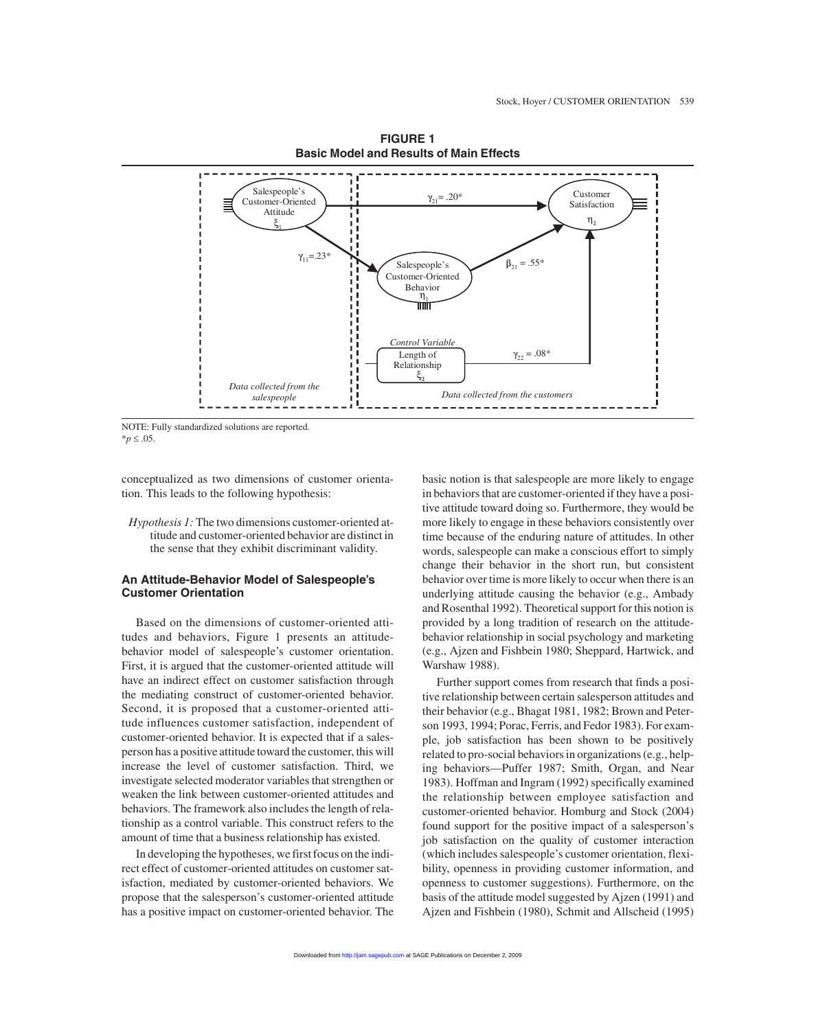**FIGURE 1**
**Basic Model and Results of Main Effects**

Salespeople's Customer-Oriented Attitude $\xi_1$

Customer Satisfaction $\eta_2$

Salespeople's Customer-Oriented Behavior $\eta_1$

Control Variable: Length of Relationship $\xi_2$

$\gamma_{21} = .20^*$

$\gamma_{11} = .23^*$

$\beta_{21} = .55^*$

$\gamma_{22} = .08^*$

*Data collected from the salespeople*

*Data collected from the customers*

NOTE: Fully standardized solutions are reported.
$^*p \leq .05$.

conceptualized as two dimensions of customer orientation. This leads to the following hypothesis:

> *Hypothesis 1:* The two dimensions customer-oriented attitude and customer-oriented behavior are distinct in the sense that they exhibit discriminant validity.

### An Attitude-Behavior Model of Salespeople's Customer Orientation

Based on the dimensions of customer-oriented attitudes and behaviors, Figure 1 presents an attitude-behavior model of salespeople's customer orientation. First, it is argued that the customer-oriented attitude will have an indirect effect on customer satisfaction through the mediating construct of customer-oriented behavior. Second, it is proposed that a customer-oriented attitude influences customer satisfaction, independent of customer-oriented behavior. It is expected that if a salesperson has a positive attitude toward the customer, this will increase the level of customer satisfaction. Third, we investigate selected moderator variables that strengthen or weaken the link between customer-oriented attitudes and behaviors. The framework also includes the length of relationship as a control variable. This construct refers to the amount of time that a business relationship has existed.

In developing the hypotheses, we first focus on the indirect effect of customer-oriented attitudes on customer satisfaction, mediated by customer-oriented behaviors. We propose that the salesperson's customer-oriented attitude has a positive impact on customer-oriented behavior. The basic notion is that salespeople are more likely to engage in behaviors that are customer-oriented if they have a positive attitude toward doing so. Furthermore, they would be more likely to engage in these behaviors consistently over time because of the enduring nature of attitudes. In other words, salespeople can make a conscious effort to simply change their behavior in the short run, but consistent behavior over time is more likely to occur when there is an underlying attitude causing the behavior (e.g., Ambady and Rosenthal 1992). Theoretical support for this notion is provided by a long tradition of research on the attitude-behavior relationship in social psychology and marketing (e.g., Ajzen and Fishbein 1980; Sheppard, Hartwick, and Warshaw 1988).

Further support comes from research that finds a positive relationship between certain salesperson attitudes and their behavior (e.g., Bhagat 1981, 1982; Brown and Peterson 1993, 1994; Porac, Ferris, and Fedor 1983). For example, job satisfaction has been shown to be positively related to pro-social behaviors in organizations (e.g., helping behaviors—Puffer 1987; Smith, Organ, and Near 1983). Hoffman and Ingram (1992) specifically examined the relationship between employee satisfaction and customer-oriented behavior. Homburg and Stock (2004) found support for the positive impact of a salesperson's job satisfaction on the quality of customer interaction (which includes salespeople's customer orientation, flexibility, openness in providing customer information, and openness to customer suggestions). Furthermore, on the basis of the attitude model suggested by Ajzen (1991) and Ajzen and Fishbein (1980), Schmit and Allscheid (1995)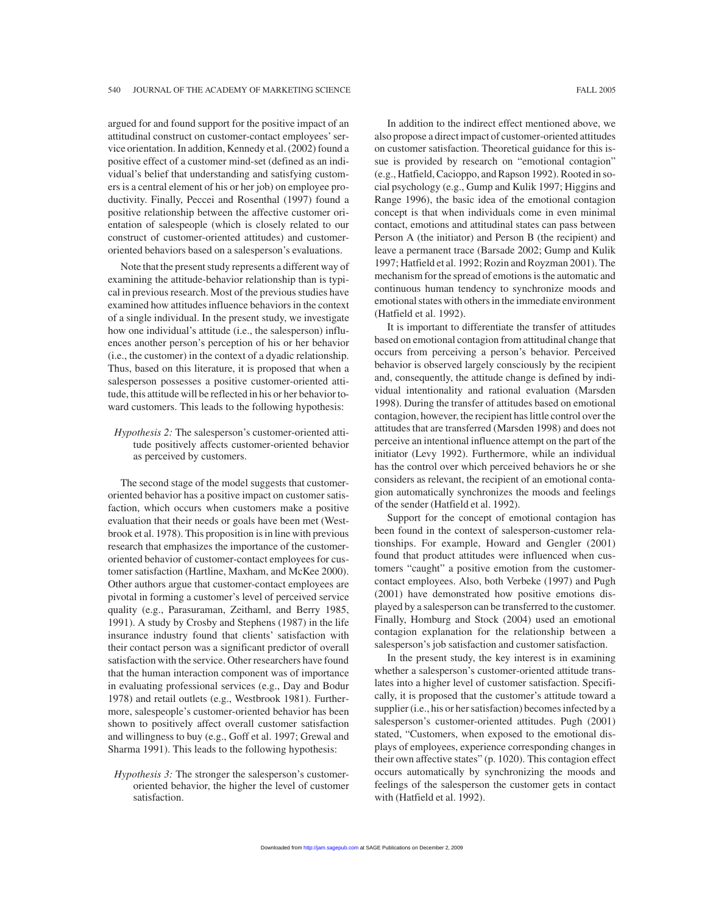argued for and found support for the positive impact of an attitudinal construct on customer-contact employees' service orientation. In addition, Kennedy et al. (2002) found a positive effect of a customer mind-set (defined as an individual's belief that understanding and satisfying customers is a central element of his or her job) on employee productivity. Finally, Peccei and Rosenthal (1997) found a positive relationship between the affective customer orientation of salespeople (which is closely related to our construct of customer-oriented attitudes) and customer-oriented behaviors based on a salesperson's evaluations.

Note that the present study represents a different way of examining the attitude-behavior relationship than is typical in previous research. Most of the previous studies have examined how attitudes influence behaviors in the context of a single individual. In the present study, we investigate how one individual's attitude (i.e., the salesperson) influences another person's perception of his or her behavior (i.e., the customer) in the context of a dyadic relationship. Thus, based on this literature, it is proposed that when a salesperson possesses a positive customer-oriented attitude, this attitude will be reflected in his or her behavior toward customers. This leads to the following hypothesis:

> *Hypothesis 2:* The salesperson's customer-oriented attitude positively affects customer-oriented behavior as perceived by customers.

The second stage of the model suggests that customer-oriented behavior has a positive impact on customer satisfaction, which occurs when customers make a positive evaluation that their needs or goals have been met (Westbrook et al. 1978). This proposition is in line with previous research that emphasizes the importance of the customer-oriented behavior of customer-contact employees for customer satisfaction (Hartline, Maxham, and McKee 2000). Other authors argue that customer-contact employees are pivotal in forming a customer's level of perceived service quality (e.g., Parasuraman, Zeithaml, and Berry 1985, 1991). A study by Crosby and Stephens (1987) in the life insurance industry found that clients' satisfaction with their contact person was a significant predictor of overall satisfaction with the service. Other researchers have found that the human interaction component was of importance in evaluating professional services (e.g., Day and Bodur 1978) and retail outlets (e.g., Westbrook 1981). Furthermore, salespeople's customer-oriented behavior has been shown to positively affect overall customer satisfaction and willingness to buy (e.g., Goff et al. 1997; Grewal and Sharma 1991). This leads to the following hypothesis:

> *Hypothesis 3:* The stronger the salesperson's customer-oriented behavior, the higher the level of customer satisfaction.

In addition to the indirect effect mentioned above, we also propose a direct impact of customer-oriented attitudes on customer satisfaction. Theoretical guidance for this issue is provided by research on "emotional contagion" (e.g., Hatfield, Cacioppo, and Rapson 1992). Rooted in social psychology (e.g., Gump and Kulik 1997; Higgins and Range 1996), the basic idea of the emotional contagion concept is that when individuals come in even minimal contact, emotions and attitudinal states can pass between Person A (the initiator) and Person B (the recipient) and leave a permanent trace (Barsade 2002; Gump and Kulik 1997; Hatfield et al. 1992; Rozin and Royzman 2001). The mechanism for the spread of emotions is the automatic and continuous human tendency to synchronize moods and emotional states with others in the immediate environment (Hatfield et al. 1992).

It is important to differentiate the transfer of attitudes based on emotional contagion from attitudinal change that occurs from perceiving a person's behavior. Perceived behavior is observed largely consciously by the recipient and, consequently, the attitude change is defined by individual intentionality and rational evaluation (Marsden 1998). During the transfer of attitudes based on emotional contagion, however, the recipient has little control over the attitudes that are transferred (Marsden 1998) and does not perceive an intentional influence attempt on the part of the initiator (Levy 1992). Furthermore, while an individual has the control over which perceived behaviors he or she considers as relevant, the recipient of an emotional contagion automatically synchronizes the moods and feelings of the sender (Hatfield et al. 1992).

Support for the concept of emotional contagion has been found in the context of salesperson-customer relationships. For example, Howard and Gengler (2001) found that product attitudes were influenced when customers "caught" a positive emotion from the customer-contact employees. Also, both Verbeke (1997) and Pugh (2001) have demonstrated how positive emotions displayed by a salesperson can be transferred to the customer. Finally, Homburg and Stock (2004) used an emotional contagion explanation for the relationship between a salesperson's job satisfaction and customer satisfaction.

In the present study, the key interest is in examining whether a salesperson's customer-oriented attitude translates into a higher level of customer satisfaction. Specifically, it is proposed that the customer's attitude toward a supplier (i.e., his or her satisfaction) becomes infected by a salesperson's customer-oriented attitudes. Pugh (2001) stated, "Customers, when exposed to the emotional displays of employees, experience corresponding changes in their own affective states" (p. 1020). This contagion effect occurs automatically by synchronizing the moods and feelings of the salesperson the customer gets in contact with (Hatfield et al. 1992).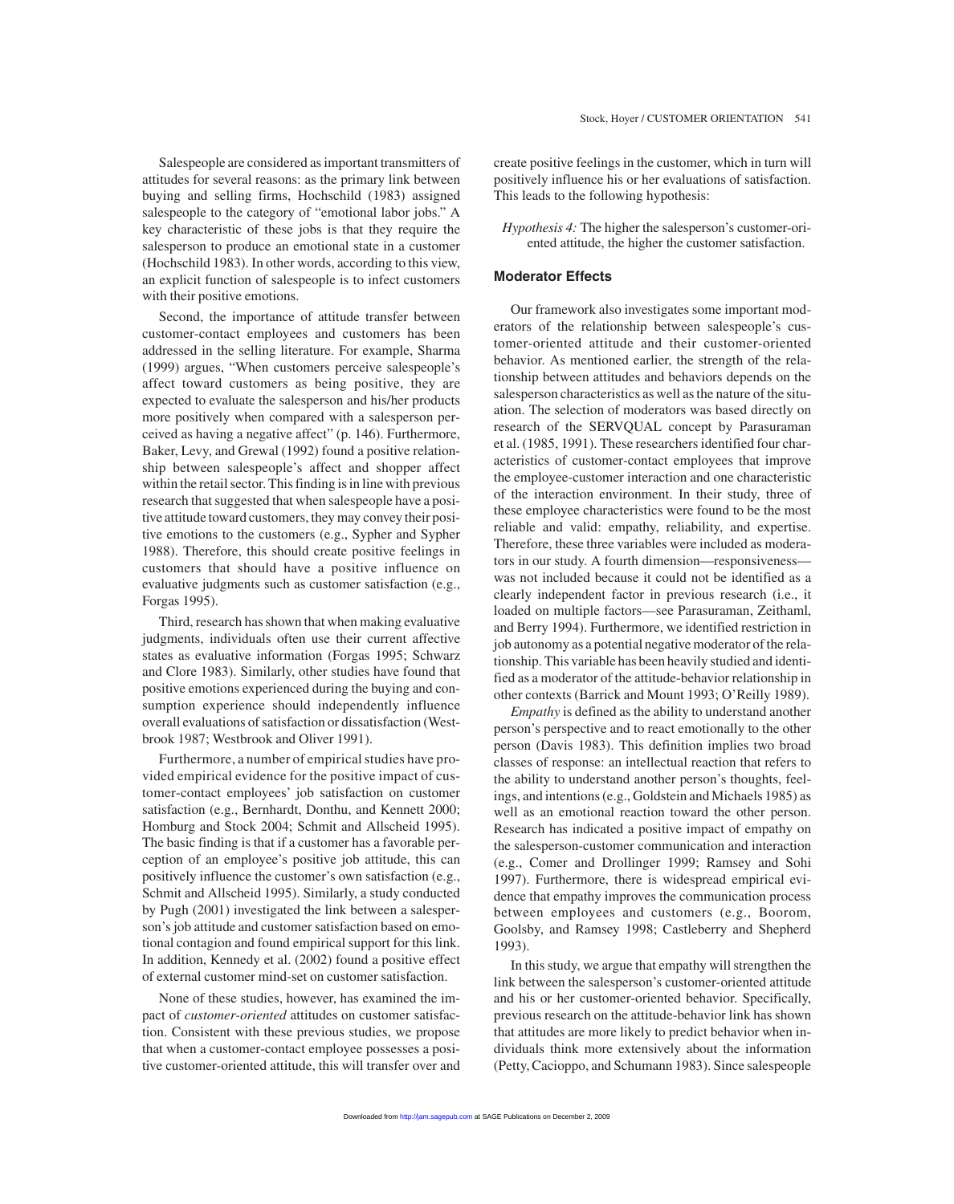Salespeople are considered as important transmitters of attitudes for several reasons: as the primary link between buying and selling firms, Hochschild (1983) assigned salespeople to the category of "emotional labor jobs." A key characteristic of these jobs is that they require the salesperson to produce an emotional state in a customer (Hochschild 1983). In other words, according to this view, an explicit function of salespeople is to infect customers with their positive emotions.

Second, the importance of attitude transfer between customer-contact employees and customers has been addressed in the selling literature. For example, Sharma (1999) argues, "When customers perceive salespeople's affect toward customers as being positive, they are expected to evaluate the salesperson and his/her products more positively when compared with a salesperson perceived as having a negative affect" (p. 146). Furthermore, Baker, Levy, and Grewal (1992) found a positive relationship between salespeople's affect and shopper affect within the retail sector. This finding is in line with previous research that suggested that when salespeople have a positive attitude toward customers, they may convey their positive emotions to the customers (e.g., Sypher and Sypher 1988). Therefore, this should create positive feelings in customers that should have a positive influence on evaluative judgments such as customer satisfaction (e.g., Forgas 1995).

Third, research has shown that when making evaluative judgments, individuals often use their current affective states as evaluative information (Forgas 1995; Schwarz and Clore 1983). Similarly, other studies have found that positive emotions experienced during the buying and consumption experience should independently influence overall evaluations of satisfaction or dissatisfaction (Westbrook 1987; Westbrook and Oliver 1991).

Furthermore, a number of empirical studies have provided empirical evidence for the positive impact of customer-contact employees' job satisfaction on customer satisfaction (e.g., Bernhardt, Donthu, and Kennett 2000; Homburg and Stock 2004; Schmit and Allscheid 1995). The basic finding is that if a customer has a favorable perception of an employee's positive job attitude, this can positively influence the customer's own satisfaction (e.g., Schmit and Allscheid 1995). Similarly, a study conducted by Pugh (2001) investigated the link between a salesperson's job attitude and customer satisfaction based on emotional contagion and found empirical support for this link. In addition, Kennedy et al. (2002) found a positive effect of external customer mind-set on customer satisfaction.

None of these studies, however, has examined the impact of *customer-oriented* attitudes on customer satisfaction. Consistent with these previous studies, we propose that when a customer-contact employee possesses a positive customer-oriented attitude, this will transfer over and create positive feelings in the customer, which in turn will positively influence his or her evaluations of satisfaction. This leads to the following hypothesis:

> *Hypothesis 4:* The higher the salesperson's customer-oriented attitude, the higher the customer satisfaction.

## Moderator Effects

Our framework also investigates some important moderators of the relationship between salespeople's customer-oriented attitude and their customer-oriented behavior. As mentioned earlier, the strength of the relationship between attitudes and behaviors depends on the salesperson characteristics as well as the nature of the situation. The selection of moderators was based directly on research of the SERVQUAL concept by Parasuraman et al. (1985, 1991). These researchers identified four characteristics of customer-contact employees that improve the employee-customer interaction and one characteristic of the interaction environment. In their study, three of these employee characteristics were found to be the most reliable and valid: empathy, reliability, and expertise. Therefore, these three variables were included as moderators in our study. A fourth dimension—responsiveness—was not included because it could not be identified as a clearly independent factor in previous research (i.e., it loaded on multiple factors—see Parasuraman, Zeithaml, and Berry 1994). Furthermore, we identified restriction in job autonomy as a potential negative moderator of the relationship. This variable has been heavily studied and identified as a moderator of the attitude-behavior relationship in other contexts (Barrick and Mount 1993; O'Reilly 1989).

*Empathy* is defined as the ability to understand another person's perspective and to react emotionally to the other person (Davis 1983). This definition implies two broad classes of response: an intellectual reaction that refers to the ability to understand another person's thoughts, feelings, and intentions (e.g., Goldstein and Michaels 1985) as well as an emotional reaction toward the other person. Research has indicated a positive impact of empathy on the salesperson-customer communication and interaction (e.g., Comer and Drollinger 1999; Ramsey and Sohi 1997). Furthermore, there is widespread empirical evidence that empathy improves the communication process between employees and customers (e.g., Boorom, Goolsby, and Ramsey 1998; Castleberry and Shepherd 1993).

In this study, we argue that empathy will strengthen the link between the salesperson's customer-oriented attitude and his or her customer-oriented behavior. Specifically, previous research on the attitude-behavior link has shown that attitudes are more likely to predict behavior when individuals think more extensively about the information (Petty, Cacioppo, and Schumann 1983). Since salespeople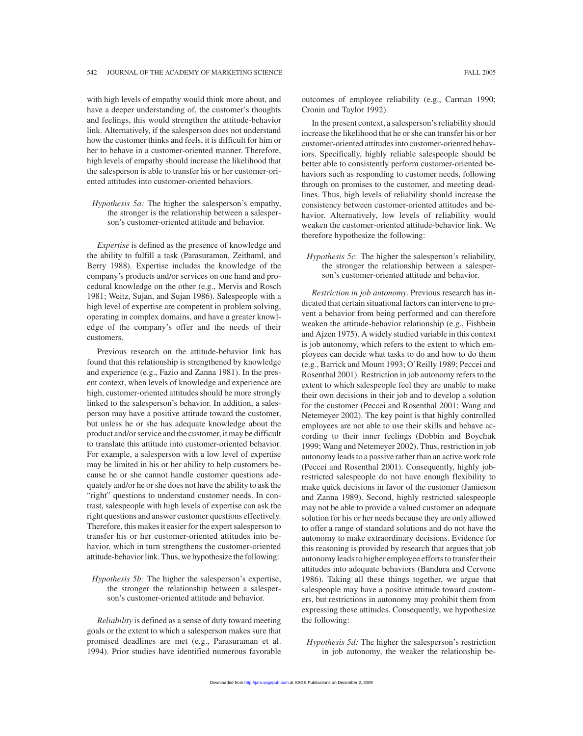with high levels of empathy would think more about, and have a deeper understanding of, the customer's thoughts and feelings, this would strengthen the attitude-behavior link. Alternatively, if the salesperson does not understand how the customer thinks and feels, it is difficult for him or her to behave in a customer-oriented manner. Therefore, high levels of empathy should increase the likelihood that the salesperson is able to transfer his or her customer-oriented attitudes into customer-oriented behaviors.

> *Hypothesis 5a:* The higher the salesperson's empathy, the stronger is the relationship between a salesperson's customer-oriented attitude and behavior.

*Expertise* is defined as the presence of knowledge and the ability to fulfill a task (Parasuraman, Zeithaml, and Berry 1988). Expertise includes the knowledge of the company's products and/or services on one hand and procedural knowledge on the other (e.g., Mervis and Rosch 1981; Weitz, Sujan, and Sujan 1986). Salespeople with a high level of expertise are competent in problem solving, operating in complex domains, and have a greater knowledge of the company's offer and the needs of their customers.

Previous research on the attitude-behavior link has found that this relationship is strengthened by knowledge and experience (e.g., Fazio and Zanna 1981). In the present context, when levels of knowledge and experience are high, customer-oriented attitudes should be more strongly linked to the salesperson's behavior. In addition, a salesperson may have a positive attitude toward the customer, but unless he or she has adequate knowledge about the product and/or service and the customer, it may be difficult to translate this attitude into customer-oriented behavior. For example, a salesperson with a low level of expertise may be limited in his or her ability to help customers because he or she cannot handle customer questions adequately and/or he or she does not have the ability to ask the "right" questions to understand customer needs. In contrast, salespeople with high levels of expertise can ask the right questions and answer customer questions effectively. Therefore, this makes it easier for the expert salesperson to transfer his or her customer-oriented attitudes into behavior, which in turn strengthens the customer-oriented attitude-behavior link. Thus, we hypothesize the following:

> *Hypothesis 5b:* The higher the salesperson's expertise, the stronger the relationship between a salesperson's customer-oriented attitude and behavior.

*Reliability* is defined as a sense of duty toward meeting goals or the extent to which a salesperson makes sure that promised deadlines are met (e.g., Parasuraman et al. 1994). Prior studies have identified numerous favorable outcomes of employee reliability (e.g., Carman 1990; Cronin and Taylor 1992).

In the present context, a salesperson's reliability should increase the likelihood that he or she can transfer his or her customer-oriented attitudes into customer-oriented behaviors. Specifically, highly reliable salespeople should be better able to consistently perform customer-oriented behaviors such as responding to customer needs, following through on promises to the customer, and meeting deadlines. Thus, high levels of reliability should increase the consistency between customer-oriented attitudes and behavior. Alternatively, low levels of reliability would weaken the customer-oriented attitude-behavior link. We therefore hypothesize the following:

> *Hypothesis 5c:* The higher the salesperson's reliability, the stronger the relationship between a salesperson's customer-oriented attitude and behavior.

*Restriction in job autonomy.* Previous research has indicated that certain situational factors can intervene to prevent a behavior from being performed and can therefore weaken the attitude-behavior relationship (e.g., Fishbein and Ajzen 1975). A widely studied variable in this context is job autonomy, which refers to the extent to which employees can decide what tasks to do and how to do them (e.g., Barrick and Mount 1993; O'Reilly 1989; Peccei and Rosenthal 2001). Restriction in job autonomy refers to the extent to which salespeople feel they are unable to make their own decisions in their job and to develop a solution for the customer (Peccei and Rosenthal 2001; Wang and Netemeyer 2002). The key point is that highly controlled employees are not able to use their skills and behave according to their inner feelings (Dobbin and Boychuk 1999; Wang and Netemeyer 2002). Thus, restriction in job autonomy leads to a passive rather than an active work role (Peccei and Rosenthal 2001). Consequently, highly job-restricted salespeople do not have enough flexibility to make quick decisions in favor of the customer (Jamieson and Zanna 1989). Second, highly restricted salespeople may not be able to provide a valued customer an adequate solution for his or her needs because they are only allowed to offer a range of standard solutions and do not have the autonomy to make extraordinary decisions. Evidence for this reasoning is provided by research that argues that job autonomy leads to higher employee efforts to transfer their attitudes into adequate behaviors (Bandura and Cervone 1986). Taking all these things together, we argue that salespeople may have a positive attitude toward customers, but restrictions in autonomy may prohibit them from expressing these attitudes. Consequently, we hypothesize the following:

> *Hypothesis 5d:* The higher the salesperson's restriction in job autonomy, the weaker the relationship be-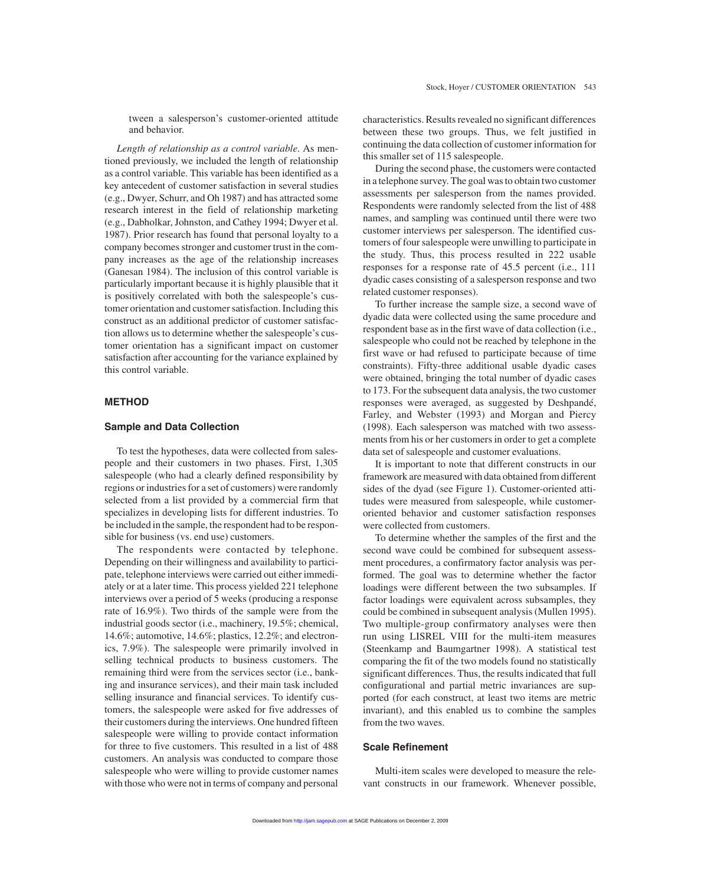tween a salesperson's customer-oriented attitude and behavior.

*Length of relationship as a control variable.* As mentioned previously, we included the length of relationship as a control variable. This variable has been identified as a key antecedent of customer satisfaction in several studies (e.g., Dwyer, Schurr, and Oh 1987) and has attracted some research interest in the field of relationship marketing (e.g., Dabholkar, Johnston, and Cathey 1994; Dwyer et al. 1987). Prior research has found that personal loyalty to a company becomes stronger and customer trust in the company increases as the age of the relationship increases (Ganesan 1984). The inclusion of this control variable is particularly important because it is highly plausible that it is positively correlated with both the salespeople's customer orientation and customer satisfaction. Including this construct as an additional predictor of customer satisfaction allows us to determine whether the salespeople's customer orientation has a significant impact on customer satisfaction after accounting for the variance explained by this control variable.

## METHOD

### Sample and Data Collection

To test the hypotheses, data were collected from salespeople and their customers in two phases. First, 1,305 salespeople (who had a clearly defined responsibility by regions or industries for a set of customers) were randomly selected from a list provided by a commercial firm that specializes in developing lists for different industries. To be included in the sample, the respondent had to be responsible for business (vs. end use) customers.

The respondents were contacted by telephone. Depending on their willingness and availability to participate, telephone interviews were carried out either immediately or at a later time. This process yielded 221 telephone interviews over a period of 5 weeks (producing a response rate of 16.9%). Two thirds of the sample were from the industrial goods sector (i.e., machinery, 19.5%; chemical, 14.6%; automotive, 14.6%; plastics, 12.2%; and electronics, 7.9%). The salespeople were primarily involved in selling technical products to business customers. The remaining third were from the services sector (i.e., banking and insurance services), and their main task included selling insurance and financial services. To identify customers, the salespeople were asked for five addresses of their customers during the interviews. One hundred fifteen salespeople were willing to provide contact information for three to five customers. This resulted in a list of 488 customers. An analysis was conducted to compare those salespeople who were willing to provide customer names with those who were not in terms of company and personal characteristics. Results revealed no significant differences between these two groups. Thus, we felt justified in continuing the data collection of customer information for this smaller set of 115 salespeople.

During the second phase, the customers were contacted in a telephone survey. The goal was to obtain two customer assessments per salesperson from the names provided. Respondents were randomly selected from the list of 488 names, and sampling was continued until there were two customer interviews per salesperson. The identified customers of four salespeople were unwilling to participate in the study. Thus, this process resulted in 222 usable responses for a response rate of 45.5 percent (i.e., 111 dyadic cases consisting of a salesperson response and two related customer responses).

To further increase the sample size, a second wave of dyadic data were collected using the same procedure and respondent base as in the first wave of data collection (i.e., salespeople who could not be reached by telephone in the first wave or had refused to participate because of time constraints). Fifty-three additional usable dyadic cases were obtained, bringing the total number of dyadic cases to 173. For the subsequent data analysis, the two customer responses were averaged, as suggested by Deshpandé, Farley, and Webster (1993) and Morgan and Piercy (1998). Each salesperson was matched with two assessments from his or her customers in order to get a complete data set of salespeople and customer evaluations.

It is important to note that different constructs in our framework are measured with data obtained from different sides of the dyad (see Figure 1). Customer-oriented attitudes were measured from salespeople, while customer-oriented behavior and customer satisfaction responses were collected from customers.

To determine whether the samples of the first and the second wave could be combined for subsequent assessment procedures, a confirmatory factor analysis was performed. The goal was to determine whether the factor loadings were different between the two subsamples. If factor loadings were equivalent across subsamples, they could be combined in subsequent analysis (Mullen 1995). Two multiple-group confirmatory analyses were then run using LISREL VIII for the multi-item measures (Steenkamp and Baumgartner 1998). A statistical test comparing the fit of the two models found no statistically significant differences. Thus, the results indicated that full configurational and partial metric invariances are supported (for each construct, at least two items are metric invariant), and this enabled us to combine the samples from the two waves.

### Scale Refinement

Multi-item scales were developed to measure the relevant constructs in our framework. Whenever possible,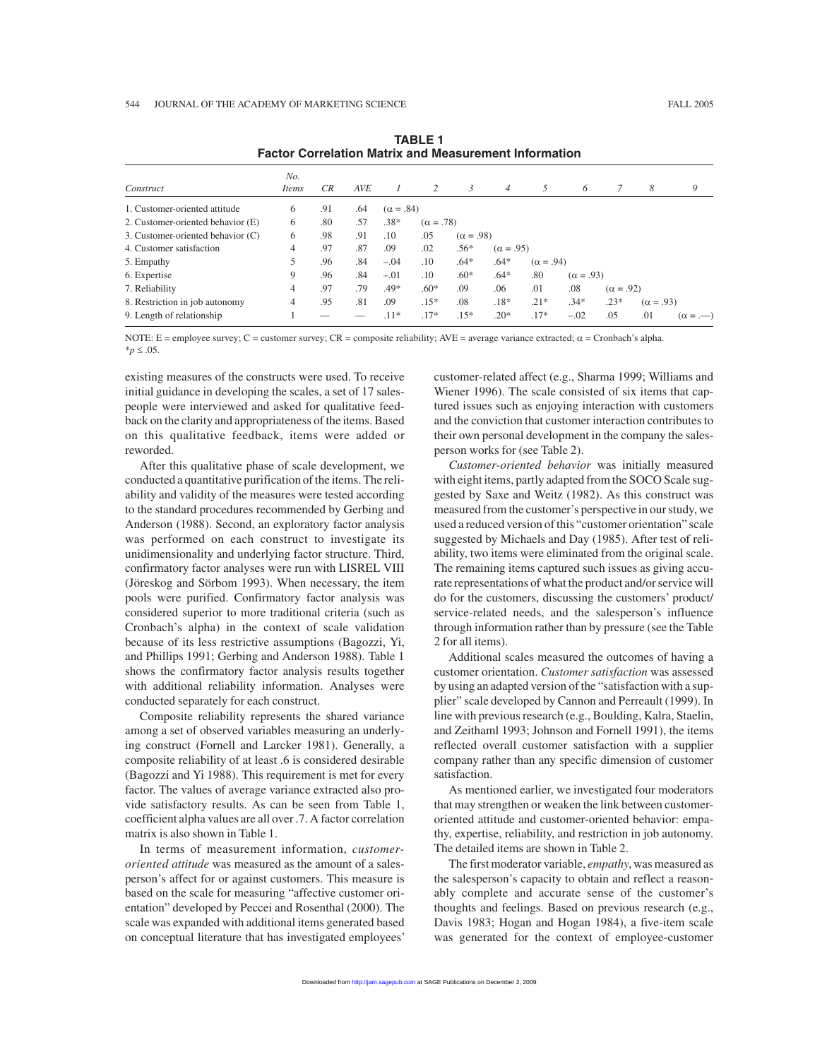**TABLE 1**
**Factor Correlation Matrix and Measurement Information**

| Construct | No. Items | CR | AVE | 1 | 2 | 3 | 4 | 5 | 6 | 7 | 8 | 9 |
|---|---|---|---|---|---|---|---|---|---|---|---|---|
| 1. Customer-oriented attitude | 6 | .91 | .64 | (α = .84) | | | | | | | | |
| 2. Customer-oriented behavior (E) | 6 | .80 | .57 | .38* | (α = .78) | | | | | | | |
| 3. Customer-oriented behavior (C) | 6 | .98 | .91 | .10 | .05 | (α = .98) | | | | | | |
| 4. Customer satisfaction | 4 | .97 | .87 | .09 | .02 | .56* | (α = .95) | | | | | |
| 5. Empathy | 5 | .96 | .84 | –.04 | .10 | .64* | .64* | (α = .94) | | | | |
| 6. Expertise | 9 | .96 | .84 | –.01 | .10 | .60* | .64* | .80 | (α = .93) | | | |
| 7. Reliability | 4 | .97 | .79 | .49* | .60* | .09 | .06 | .01 | .08 | (α = .92) | | |
| 8. Restriction in job autonomy | 4 | .95 | .81 | .09 | .15* | .08 | .18* | .21* | .34* | .23* | (α = .93) | |
| 9. Length of relationship | 1 | — | — | .11* | .17* | .15* | .20* | .17* | –.02 | .05 | .01 | (α = .—) |

NOTE: E = employee survey; C = customer survey; CR = composite reliability; AVE = average variance extracted; α = Cronbach's alpha.
*$p \leq .05$.

existing measures of the constructs were used. To receive initial guidance in developing the scales, a set of 17 salespeople were interviewed and asked for qualitative feedback on the clarity and appropriateness of the items. Based on this qualitative feedback, items were added or reworded.

After this qualitative phase of scale development, we conducted a quantitative purification of the items. The reliability and validity of the measures were tested according to the standard procedures recommended by Gerbing and Anderson (1988). Second, an exploratory factor analysis was performed on each construct to investigate its unidimensionality and underlying factor structure. Third, confirmatory factor analyses were run with LISREL VIII (Jöreskog and Sörbom 1993). When necessary, the item pools were purified. Confirmatory factor analysis was considered superior to more traditional criteria (such as Cronbach's alpha) in the context of scale validation because of its less restrictive assumptions (Bagozzi, Yi, and Phillips 1991; Gerbing and Anderson 1988). Table 1 shows the confirmatory factor analysis results together with additional reliability information. Analyses were conducted separately for each construct.

Composite reliability represents the shared variance among a set of observed variables measuring an underlying construct (Fornell and Larcker 1981). Generally, a composite reliability of at least .6 is considered desirable (Bagozzi and Yi 1988). This requirement is met for every factor. The values of average variance extracted also provide satisfactory results. As can be seen from Table 1, coefficient alpha values are all over .7. A factor correlation matrix is also shown in Table 1.

In terms of measurement information, *customer-oriented attitude* was measured as the amount of a salesperson's affect for or against customers. This measure is based on the scale for measuring "affective customer orientation" developed by Peccei and Rosenthal (2000). The scale was expanded with additional items generated based on conceptual literature that has investigated employees' customer-related affect (e.g., Sharma 1999; Williams and Wiener 1996). The scale consisted of six items that captured issues such as enjoying interaction with customers and the conviction that customer interaction contributes to their own personal development in the company the salesperson works for (see Table 2).

*Customer-oriented behavior* was initially measured with eight items, partly adapted from the SOCO Scale suggested by Saxe and Weitz (1982). As this construct was measured from the customer's perspective in our study, we used a reduced version of this "customer orientation" scale suggested by Michaels and Day (1985). After test of reliability, two items were eliminated from the original scale. The remaining items captured such issues as giving accurate representations of what the product and/or service will do for the customers, discussing the customers' product/service-related needs, and the salesperson's influence through information rather than by pressure (see the Table 2 for all items).

Additional scales measured the outcomes of having a customer orientation. *Customer satisfaction* was assessed by using an adapted version of the "satisfaction with a supplier" scale developed by Cannon and Perreault (1999). In line with previous research (e.g., Boulding, Kalra, Staelin, and Zeithaml 1993; Johnson and Fornell 1991), the items reflected overall customer satisfaction with a supplier company rather than any specific dimension of customer satisfaction.

As mentioned earlier, we investigated four moderators that may strengthen or weaken the link between customer-oriented attitude and customer-oriented behavior: empathy, expertise, reliability, and restriction in job autonomy. The detailed items are shown in Table 2.

The first moderator variable, *empathy*, was measured as the salesperson's capacity to obtain and reflect a reasonably complete and accurate sense of the customer's thoughts and feelings. Based on previous research (e.g., Davis 1983; Hogan and Hogan 1984), a five-item scale was generated for the context of employee-customer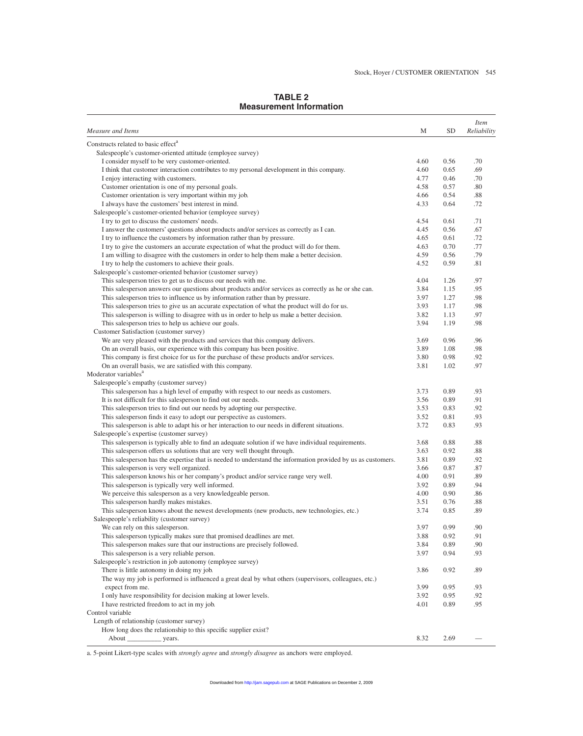**TABLE 2**
**Measurement Information**

| *Measure and Items* | M | SD | *Item Reliability* |
|---|---|---|---|
| Constructs related to basic effect[a] | | | |
| Salespeople's customer-oriented attitude (employee survey) | | | |
| I consider myself to be very customer-oriented. | 4.60 | 0.56 | .70 |
| I think that customer interaction contributes to my personal development in this company. | 4.60 | 0.65 | .69 |
| I enjoy interacting with customers. | 4.77 | 0.46 | .70 |
| Customer orientation is one of my personal goals. | 4.58 | 0.57 | .80 |
| Customer orientation is very important within my job. | 4.66 | 0.54 | .88 |
| I always have the customers' best interest in mind. | 4.33 | 0.64 | .72 |
| Salespeople's customer-oriented behavior (employee survey) | | | |
| I try to get to discuss the customers' needs. | 4.54 | 0.61 | .71 |
| I answer the customers' questions about products and/or services as correctly as I can. | 4.45 | 0.56 | .67 |
| I try to influence the customers by information rather than by pressure. | 4.65 | 0.61 | .72 |
| I try to give the customers an accurate expectation of what the product will do for them. | 4.63 | 0.70 | .77 |
| I am willing to disagree with the customers in order to help them make a better decision. | 4.59 | 0.56 | .79 |
| I try to help the customers to achieve their goals. | 4.52 | 0.59 | .81 |
| Salespeople's customer-oriented behavior (customer survey) | | | |
| This salesperson tries to get us to discuss our needs with me. | 4.04 | 1.26 | .97 |
| This salesperson answers our questions about products and/or services as correctly as he or she can. | 3.84 | 1.15 | .95 |
| This salesperson tries to influence us by information rather than by pressure. | 3.97 | 1.27 | .98 |
| This salesperson tries to give us an accurate expectation of what the product will do for us. | 3.93 | 1.17 | .98 |
| This salesperson is willing to disagree with us in order to help us make a better decision. | 3.82 | 1.13 | .97 |
| This salesperson tries to help us achieve our goals. | 3.94 | 1.19 | .98 |
| Customer Satisfaction (customer survey) | | | |
| We are very pleased with the products and services that this company delivers. | 3.69 | 0.96 | .96 |
| On an overall basis, our experience with this company has been positive. | 3.89 | 1.08 | .98 |
| This company is first choice for us for the purchase of these products and/or services. | 3.80 | 0.98 | .92 |
| On an overall basis, we are satisfied with this company. | 3.81 | 1.02 | .97 |
| Moderator variables[a] | | | |
| Salespeople's empathy (customer survey) | | | |
| This salesperson has a high level of empathy with respect to our needs as customers. | 3.73 | 0.89 | .93 |
| It is not difficult for this salesperson to find out our needs. | 3.56 | 0.89 | .91 |
| This salesperson tries to find out our needs by adopting our perspective. | 3.53 | 0.83 | .92 |
| This salesperson finds it easy to adopt our perspective as customers. | 3.52 | 0.81 | .93 |
| This salesperson is able to adapt his or her interaction to our needs in different situations. | 3.72 | 0.83 | .93 |
| Salespeople's expertise (customer survey) | | | |
| This salesperson is typically able to find an adequate solution if we have individual requirements. | 3.68 | 0.88 | .88 |
| This salesperson offers us solutions that are very well thought through. | 3.63 | 0.92 | .88 |
| This salesperson has the expertise that is needed to understand the information provided by us as customers. | 3.81 | 0.89 | .92 |
| This salesperson is very well organized. | 3.66 | 0.87 | .87 |
| This salesperson knows his or her company's product and/or service range very well. | 4.00 | 0.91 | .89 |
| This salesperson is typically very well informed. | 3.92 | 0.89 | .94 |
| We perceive this salesperson as a very knowledgeable person. | 4.00 | 0.90 | .86 |
| This salesperson hardly makes mistakes. | 3.51 | 0.76 | .88 |
| This salesperson knows about the newest developments (new products, new technologies, etc.) | 3.74 | 0.85 | .89 |
| Salespeople's reliability (customer survey) | | | |
| We can rely on this salesperson. | 3.97 | 0.99 | .90 |
| This salesperson typically makes sure that promised deadlines are met. | 3.88 | 0.92 | .91 |
| This salesperson makes sure that our instructions are precisely followed. | 3.84 | 0.89 | .90 |
| This salesperson is a very reliable person. | 3.97 | 0.94 | .93 |
| Salespeople's restriction in job autonomy (employee survey) | | | |
| There is little autonomy in doing my job. | 3.86 | 0.92 | .89 |
| The way my job is performed is influenced a great deal by what others (supervisors, colleagues, etc.) expect from me. | 3.99 | 0.95 | .93 |
| I only have responsibility for decision making at lower levels. | 3.92 | 0.95 | .92 |
| I have restricted freedom to act in my job. | 4.01 | 0.89 | .95 |
| Control variable | | | |
| Length of relationship (customer survey) | | | |
| How long does the relationship to this specific supplier exist? About __________ years. | 8.32 | 2.69 | — |

a. 5-point Likert-type scales with *strongly agree* and *strongly disagree* as anchors were employed.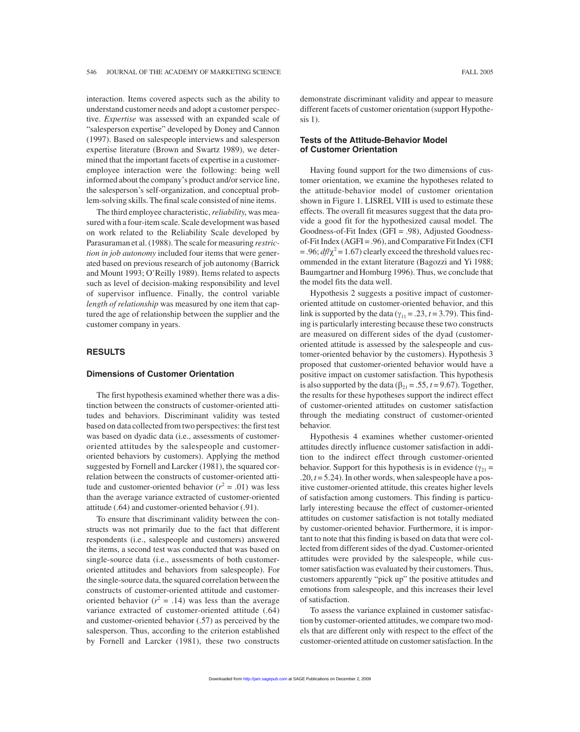interaction. Items covered aspects such as the ability to understand customer needs and adopt a customer perspective. *Expertise* was assessed with an expanded scale of "salesperson expertise" developed by Doney and Cannon (1997). Based on salespeople interviews and salesperson expertise literature (Brown and Swartz 1989), we determined that the important facets of expertise in a customer-employee interaction were the following: being well informed about the company's product and/or service line, the salesperson's self-organization, and conceptual problem-solving skills. The final scale consisted of nine items.

The third employee characteristic, *reliability*, was measured with a four-item scale. Scale development was based on work related to the Reliability Scale developed by Parasuraman et al. (1988). The scale for measuring *restriction in job autonomy* included four items that were generated based on previous research of job autonomy (Barrick and Mount 1993; O'Reilly 1989). Items related to aspects such as level of decision-making responsibility and level of supervisor influence. Finally, the control variable *length of relationship* was measured by one item that captured the age of relationship between the supplier and the customer company in years.

## RESULTS

### Dimensions of Customer Orientation

The first hypothesis examined whether there was a distinction between the constructs of customer-oriented attitudes and behaviors. Discriminant validity was tested based on data collected from two perspectives: the first test was based on dyadic data (i.e., assessments of customer-oriented attitudes by the salespeople and customer-oriented behaviors by customers). Applying the method suggested by Fornell and Larcker (1981), the squared correlation between the constructs of customer-oriented attitude and customer-oriented behavior ($r^2$ = .01) was less than the average variance extracted of customer-oriented attitude (.64) and customer-oriented behavior (.91).

To ensure that discriminant validity between the constructs was not primarily due to the fact that different respondents (i.e., salespeople and customers) answered the items, a second test was conducted that was based on single-source data (i.e., assessments of both customer-oriented attitudes and behaviors from salespeople). For the single-source data, the squared correlation between the constructs of customer-oriented attitude and customer-oriented behavior ($r^2$ = .14) was less than the average variance extracted of customer-oriented attitude (.64) and customer-oriented behavior (.57) as perceived by the salesperson. Thus, according to the criterion established by Fornell and Larcker (1981), these two constructs demonstrate discriminant validity and appear to measure different facets of customer orientation (support Hypothesis 1).

### Tests of the Attitude-Behavior Model of Customer Orientation

Having found support for the two dimensions of customer orientation, we examine the hypotheses related to the attitude-behavior model of customer orientation shown in Figure 1. LISREL VIII is used to estimate these effects. The overall fit measures suggest that the data provide a good fit for the hypothesized causal model. The Goodness-of-Fit Index (GFI = .98), Adjusted Goodness-of-Fit Index (AGFI = .96), and Comparative Fit Index (CFI = .96; $df/\chi^2$ = 1.67) clearly exceed the threshold values recommended in the extant literature (Bagozzi and Yi 1988; Baumgartner and Homburg 1996). Thus, we conclude that the model fits the data well.

Hypothesis 2 suggests a positive impact of customer-oriented attitude on customer-oriented behavior, and this link is supported by the data ($\gamma_{11}$ = .23, $t$ = 3.79). This finding is particularly interesting because these two constructs are measured on different sides of the dyad (customer-oriented attitude is assessed by the salespeople and customer-oriented behavior by the customers). Hypothesis 3 proposed that customer-oriented behavior would have a positive impact on customer satisfaction. This hypothesis is also supported by the data ($\beta_{21}$ = .55, $t$ = 9.67). Together, the results for these hypotheses support the indirect effect of customer-oriented attitudes on customer satisfaction through the mediating construct of customer-oriented behavior.

Hypothesis 4 examines whether customer-oriented attitudes directly influence customer satisfaction in addition to the indirect effect through customer-oriented behavior. Support for this hypothesis is in evidence ($\gamma_{21}$ = .20, $t$ = 5.24). In other words, when salespeople have a positive customer-oriented attitude, this creates higher levels of satisfaction among customers. This finding is particularly interesting because the effect of customer-oriented attitudes on customer satisfaction is not totally mediated by customer-oriented behavior. Furthermore, it is important to note that this finding is based on data that were collected from different sides of the dyad. Customer-oriented attitudes were provided by the salespeople, while customer satisfaction was evaluated by their customers. Thus, customers apparently "pick up" the positive attitudes and emotions from salespeople, and this increases their level of satisfaction.

To assess the variance explained in customer satisfaction by customer-oriented attitudes, we compare two models that are different only with respect to the effect of the customer-oriented attitude on customer satisfaction. In the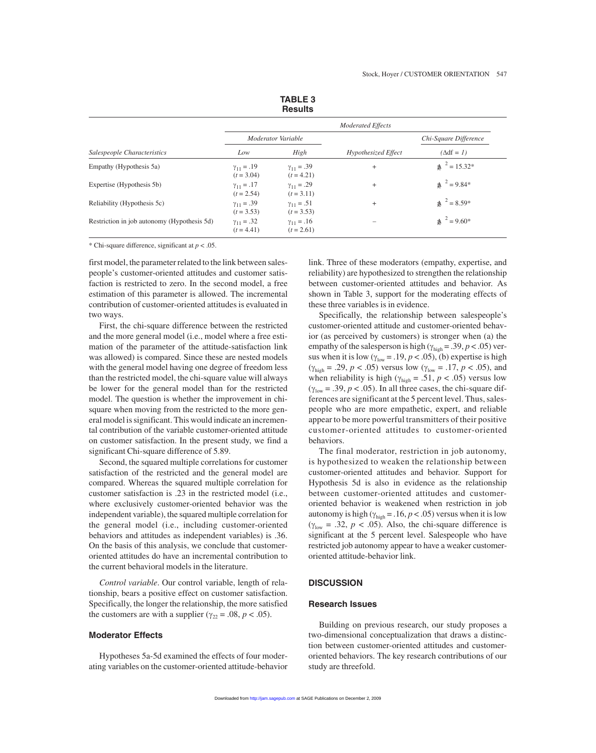**TABLE 3**
**Results**

| | Moderated Effects | | | |
|---|---|---|---|---|
| | *Moderator Variable* | | | *Chi-Square Difference* |
| *Salespeople Characteristics* | *Low* | *High* | *Hypothesized Effect* | ($\Delta$df = *1*) |
| Empathy (Hypothesis 5a) | $\gamma_{11} = .19$ ($t = 3.04$) | $\gamma_{11} = .39$ ($t = 4.21$) | + | $\Delta\chi^2 = 15.32$* |
| Expertise (Hypothesis 5b) | $\gamma_{11} = .17$ ($t = 2.54$) | $\gamma_{11} = .29$ ($t = 3.11$) | + | $\Delta\chi^2 = 9.84$* |
| Reliability (Hypothesis 5c) | $\gamma_{11} = .39$ ($t = 3.53$) | $\gamma_{11} = .51$ ($t = 3.53$) | + | $\Delta\chi^2 = 8.59$* |
| Restriction in job autonomy (Hypothesis 5d) | $\gamma_{11} = .32$ ($t = 4.41$) | $\gamma_{11} = .16$ ($t = 2.61$) | – | $\Delta\chi^2 = 9.60$* |

\* Chi-square difference, significant at $p < .05$.

first model, the parameter related to the link between salespeople's customer-oriented attitudes and customer satisfaction is restricted to zero. In the second model, a free estimation of this parameter is allowed. The incremental contribution of customer-oriented attitudes is evaluated in two ways.

First, the chi-square difference between the restricted and the more general model (i.e., model where a free estimation of the parameter of the attitude-satisfaction link was allowed) is compared. Since these are nested models with the general model having one degree of freedom less than the restricted model, the chi-square value will always be lower for the general model than for the restricted model. The question is whether the improvement in chi-square when moving from the restricted to the more general model is significant. This would indicate an incremental contribution of the variable customer-oriented attitude on customer satisfaction. In the present study, we find a significant Chi-square difference of 5.89.

Second, the squared multiple correlations for customer satisfaction of the restricted and the general model are compared. Whereas the squared multiple correlation for customer satisfaction is .23 in the restricted model (i.e., where exclusively customer-oriented behavior was the independent variable), the squared multiple correlation for the general model (i.e., including customer-oriented behaviors and attitudes as independent variables) is .36. On the basis of this analysis, we conclude that customer-oriented attitudes do have an incremental contribution to the current behavioral models in the literature.

*Control variable*. Our control variable, length of relationship, bears a positive effect on customer satisfaction. Specifically, the longer the relationship, the more satisfied the customers are with a supplier ($\gamma_{22} = .08$, $p < .05$).

### Moderator Effects

Hypotheses 5a-5d examined the effects of four moderating variables on the customer-oriented attitude-behavior link. Three of these moderators (empathy, expertise, and reliability) are hypothesized to strengthen the relationship between customer-oriented attitudes and behavior. As shown in Table 3, support for the moderating effects of these three variables is in evidence.

Specifically, the relationship between salespeople's customer-oriented attitude and customer-oriented behavior (as perceived by customers) is stronger when (a) the empathy of the salesperson is high ($\gamma_{high} = .39$, $p < .05$) versus when it is low ($\gamma_{low} = .19$, $p < .05$), (b) expertise is high ($\gamma_{high} = .29$, $p < .05$) versus low ($\gamma_{low} = .17$, $p < .05$), and when reliability is high ($\gamma_{high} = .51$, $p < .05$) versus low ($\gamma_{low} = .39$, $p < .05$). In all three cases, the chi-square differences are significant at the 5 percent level. Thus, salespeople who are more empathetic, expert, and reliable appear to be more powerful transmitters of their positive customer-oriented attitudes to customer-oriented behaviors.

The final moderator, restriction in job autonomy, is hypothesized to weaken the relationship between customer-oriented attitudes and behavior. Support for Hypothesis 5d is also in evidence as the relationship between customer-oriented attitudes and customer-oriented behavior is weakened when restriction in job autonomy is high ($\gamma_{high} = .16$, $p < .05$) versus when it is low ($\gamma_{low} = .32$, $p < .05$). Also, the chi-square difference is significant at the 5 percent level. Salespeople who have restricted job autonomy appear to have a weaker customer-oriented attitude-behavior link.

## DISCUSSION

### Research Issues

Building on previous research, our study proposes a two-dimensional conceptualization that draws a distinction between customer-oriented attitudes and customer-oriented behaviors. The key research contributions of our study are threefold.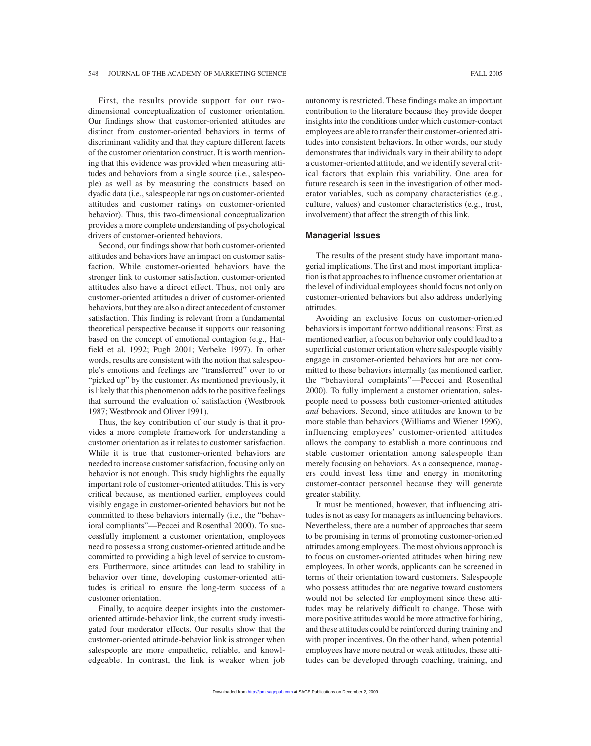First, the results provide support for our two-dimensional conceptualization of customer orientation. Our findings show that customer-oriented attitudes are distinct from customer-oriented behaviors in terms of discriminant validity and that they capture different facets of the customer orientation construct. It is worth mentioning that this evidence was provided when measuring attitudes and behaviors from a single source (i.e., salespeople) as well as by measuring the constructs based on dyadic data (i.e., salespeople ratings on customer-oriented attitudes and customer ratings on customer-oriented behavior). Thus, this two-dimensional conceptualization provides a more complete understanding of psychological drivers of customer-oriented behaviors.

Second, our findings show that both customer-oriented attitudes and behaviors have an impact on customer satisfaction. While customer-oriented behaviors have the stronger link to customer satisfaction, customer-oriented attitudes also have a direct effect. Thus, not only are customer-oriented attitudes a driver of customer-oriented behaviors, but they are also a direct antecedent of customer satisfaction. This finding is relevant from a fundamental theoretical perspective because it supports our reasoning based on the concept of emotional contagion (e.g., Hatfield et al. 1992; Pugh 2001; Verbeke 1997). In other words, results are consistent with the notion that salespeople's emotions and feelings are "transferred" over to or "picked up" by the customer. As mentioned previously, it is likely that this phenomenon adds to the positive feelings that surround the evaluation of satisfaction (Westbrook 1987; Westbrook and Oliver 1991).

Thus, the key contribution of our study is that it provides a more complete framework for understanding a customer orientation as it relates to customer satisfaction. While it is true that customer-oriented behaviors are needed to increase customer satisfaction, focusing only on behavior is not enough. This study highlights the equally important role of customer-oriented attitudes. This is very critical because, as mentioned earlier, employees could visibly engage in customer-oriented behaviors but not be committed to these behaviors internally (i.e., the "behavioral compliants"—Peccei and Rosenthal 2000). To successfully implement a customer orientation, employees need to possess a strong customer-oriented attitude and be committed to providing a high level of service to customers. Furthermore, since attitudes can lead to stability in behavior over time, developing customer-oriented attitudes is critical to ensure the long-term success of a customer orientation.

Finally, to acquire deeper insights into the customer-oriented attitude-behavior link, the current study investigated four moderator effects. Our results show that the customer-oriented attitude-behavior link is stronger when salespeople are more empathetic, reliable, and knowledgeable. In contrast, the link is weaker when job autonomy is restricted. These findings make an important contribution to the literature because they provide deeper insights into the conditions under which customer-contact employees are able to transfer their customer-oriented attitudes into consistent behaviors. In other words, our study demonstrates that individuals vary in their ability to adopt a customer-oriented attitude, and we identify several critical factors that explain this variability. One area for future research is seen in the investigation of other moderator variables, such as company characteristics (e.g., culture, values) and customer characteristics (e.g., trust, involvement) that affect the strength of this link.

### Managerial Issues

The results of the present study have important managerial implications. The first and most important implication is that approaches to influence customer orientation at the level of individual employees should focus not only on customer-oriented behaviors but also address underlying attitudes.

Avoiding an exclusive focus on customer-oriented behaviors is important for two additional reasons: First, as mentioned earlier, a focus on behavior only could lead to a superficial customer orientation where salespeople visibly engage in customer-oriented behaviors but are not committed to these behaviors internally (as mentioned earlier, the "behavioral complaints"—Peccei and Rosenthal 2000). To fully implement a customer orientation, salespeople need to possess both customer-oriented attitudes *and* behaviors. Second, since attitudes are known to be more stable than behaviors (Williams and Wiener 1996), influencing employees' customer-oriented attitudes allows the company to establish a more continuous and stable customer orientation among salespeople than merely focusing on behaviors. As a consequence, managers could invest less time and energy in monitoring customer-contact personnel because they will generate greater stability.

It must be mentioned, however, that influencing attitudes is not as easy for managers as influencing behaviors. Nevertheless, there are a number of approaches that seem to be promising in terms of promoting customer-oriented attitudes among employees. The most obvious approach is to focus on customer-oriented attitudes when hiring new employees. In other words, applicants can be screened in terms of their orientation toward customers. Salespeople who possess attitudes that are negative toward customers would not be selected for employment since these attitudes may be relatively difficult to change. Those with more positive attitudes would be more attractive for hiring, and these attitudes could be reinforced during training and with proper incentives. On the other hand, when potential employees have more neutral or weak attitudes, these attitudes can be developed through coaching, training, and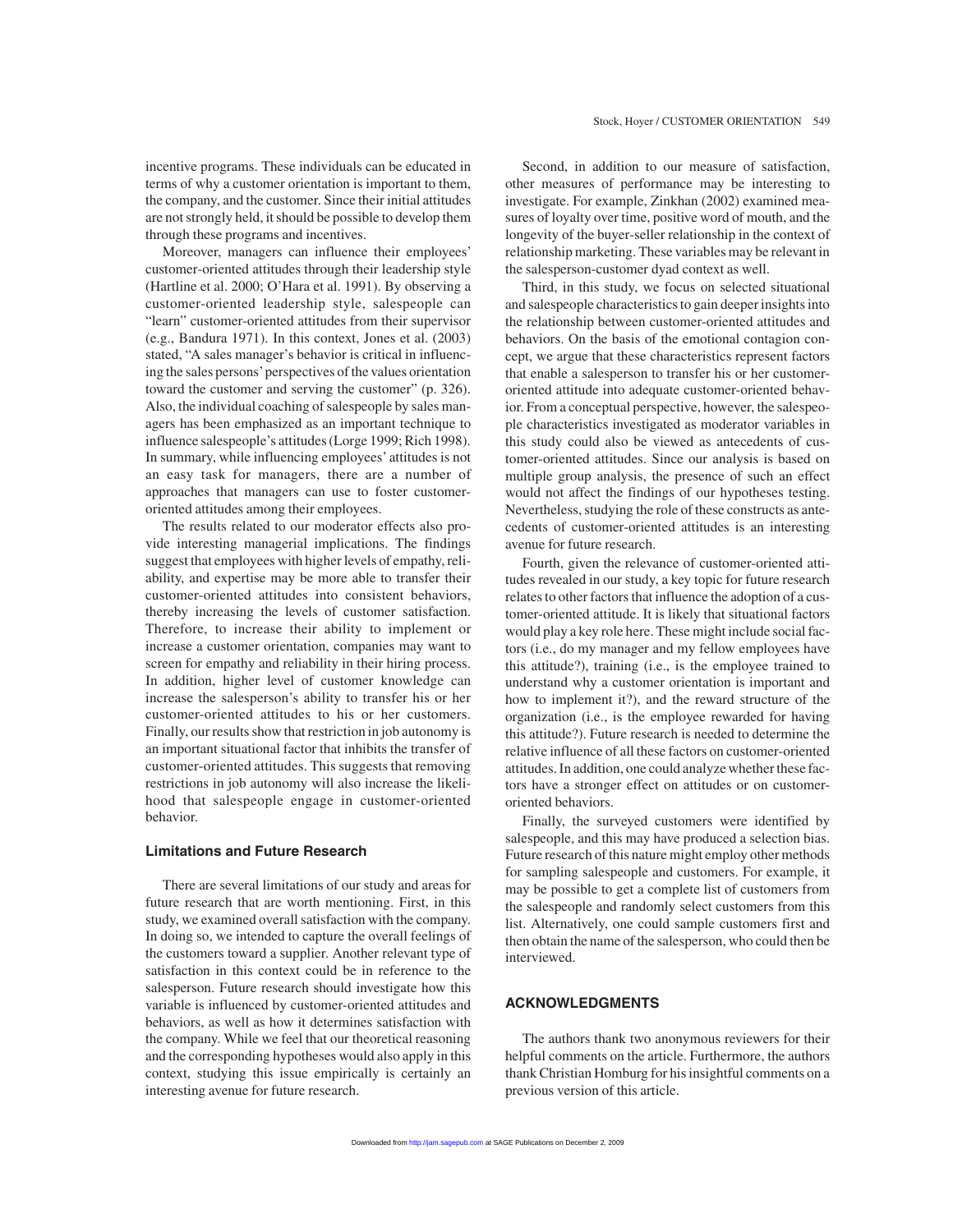incentive programs. These individuals can be educated in terms of why a customer orientation is important to them, the company, and the customer. Since their initial attitudes are not strongly held, it should be possible to develop them through these programs and incentives.

Moreover, managers can influence their employees' customer-oriented attitudes through their leadership style (Hartline et al. 2000; O'Hara et al. 1991). By observing a customer-oriented leadership style, salespeople can "learn" customer-oriented attitudes from their supervisor (e.g., Bandura 1971). In this context, Jones et al. (2003) stated, "A sales manager's behavior is critical in influencing the sales persons' perspectives of the values orientation toward the customer and serving the customer" (p. 326). Also, the individual coaching of salespeople by sales managers has been emphasized as an important technique to influence salespeople's attitudes (Lorge 1999; Rich 1998). In summary, while influencing employees' attitudes is not an easy task for managers, there are a number of approaches that managers can use to foster customer-oriented attitudes among their employees.

The results related to our moderator effects also provide interesting managerial implications. The findings suggest that employees with higher levels of empathy, reliability, and expertise may be more able to transfer their customer-oriented attitudes into consistent behaviors, thereby increasing the levels of customer satisfaction. Therefore, to increase their ability to implement or increase a customer orientation, companies may want to screen for empathy and reliability in their hiring process. In addition, higher level of customer knowledge can increase the salesperson's ability to transfer his or her customer-oriented attitudes to his or her customers. Finally, our results show that restriction in job autonomy is an important situational factor that inhibits the transfer of customer-oriented attitudes. This suggests that removing restrictions in job autonomy will also increase the likelihood that salespeople engage in customer-oriented behavior.

### Limitations and Future Research

There are several limitations of our study and areas for future research that are worth mentioning. First, in this study, we examined overall satisfaction with the company. In doing so, we intended to capture the overall feelings of the customers toward a supplier. Another relevant type of satisfaction in this context could be in reference to the salesperson. Future research should investigate how this variable is influenced by customer-oriented attitudes and behaviors, as well as how it determines satisfaction with the company. While we feel that our theoretical reasoning and the corresponding hypotheses would also apply in this context, studying this issue empirically is certainly an interesting avenue for future research.

Second, in addition to our measure of satisfaction, other measures of performance may be interesting to investigate. For example, Zinkhan (2002) examined measures of loyalty over time, positive word of mouth, and the longevity of the buyer-seller relationship in the context of relationship marketing. These variables may be relevant in the salesperson-customer dyad context as well.

Third, in this study, we focus on selected situational and salespeople characteristics to gain deeper insights into the relationship between customer-oriented attitudes and behaviors. On the basis of the emotional contagion concept, we argue that these characteristics represent factors that enable a salesperson to transfer his or her customer-oriented attitude into adequate customer-oriented behavior. From a conceptual perspective, however, the salespeople characteristics investigated as moderator variables in this study could also be viewed as antecedents of customer-oriented attitudes. Since our analysis is based on multiple group analysis, the presence of such an effect would not affect the findings of our hypotheses testing. Nevertheless, studying the role of these constructs as antecedents of customer-oriented attitudes is an interesting avenue for future research.

Fourth, given the relevance of customer-oriented attitudes revealed in our study, a key topic for future research relates to other factors that influence the adoption of a customer-oriented attitude. It is likely that situational factors would play a key role here. These might include social factors (i.e., do my manager and my fellow employees have this attitude?), training (i.e., is the employee trained to understand why a customer orientation is important and how to implement it?), and the reward structure of the organization (i.e., is the employee rewarded for having this attitude?). Future research is needed to determine the relative influence of all these factors on customer-oriented attitudes. In addition, one could analyze whether these factors have a stronger effect on attitudes or on customer-oriented behaviors.

Finally, the surveyed customers were identified by salespeople, and this may have produced a selection bias. Future research of this nature might employ other methods for sampling salespeople and customers. For example, it may be possible to get a complete list of customers from the salespeople and randomly select customers from this list. Alternatively, one could sample customers first and then obtain the name of the salesperson, who could then be interviewed.

## ACKNOWLEDGMENTS

The authors thank two anonymous reviewers for their helpful comments on the article. Furthermore, the authors thank Christian Homburg for his insightful comments on a previous version of this article.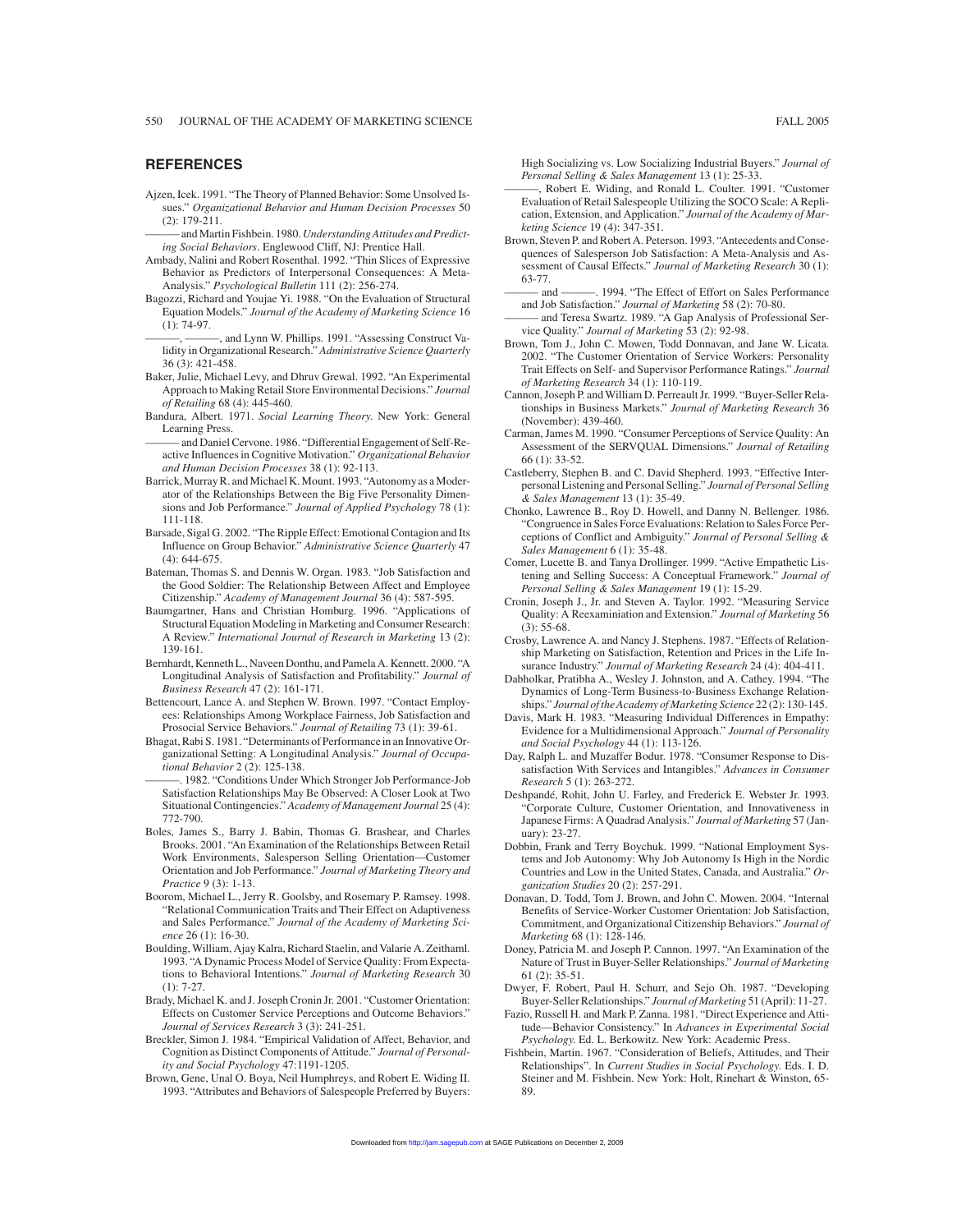## REFERENCES

Ajzen, Icek. 1991. "The Theory of Planned Behavior: Some Unsolved Issues." *Organizational Behavior and Human Decision Processes* 50 (2): 179-211.

——— and Martin Fishbein. 1980. *Understanding Attitudes and Predicting Social Behaviors*. Englewood Cliff, NJ: Prentice Hall.

Ambady, Nalini and Robert Rosenthal. 1992. "Thin Slices of Expressive Behavior as Predictors of Interpersonal Consequences: A Meta-Analysis." *Psychological Bulletin* 111 (2): 256-274.

Bagozzi, Richard and Youjae Yi. 1988. "On the Evaluation of Structural Equation Models." *Journal of the Academy of Marketing Science* 16 (1): 74-97.

———, ———, and Lynn W. Phillips. 1991. "Assessing Construct Validity in Organizational Research." *Administrative Science Quarterly* 36 (3): 421-458.

Baker, Julie, Michael Levy, and Dhruv Grewal. 1992. "An Experimental Approach to Making Retail Store Environmental Decisions." *Journal of Retailing* 68 (4): 445-460.

Bandura, Albert. 1971. *Social Learning Theory*. New York: General Learning Press.

——— and Daniel Cervone. 1986. "Differential Engagement of Self-Reactive Influences in Cognitive Motivation." *Organizational Behavior and Human Decision Processes* 38 (1): 92-113.

Barrick, Murray R. and Michael K. Mount. 1993. "Autonomy as a Moderator of the Relationships Between the Big Five Personality Dimensions and Job Performance." *Journal of Applied Psychology* 78 (1): 111-118.

Barsade, Sigal G. 2002. "The Ripple Effect: Emotional Contagion and Its Influence on Group Behavior." *Administrative Science Quarterly* 47 (4): 644-675.

Bateman, Thomas S. and Dennis W. Organ. 1983. "Job Satisfaction and the Good Soldier: The Relationship Between Affect and Employee Citizenship." *Academy of Management Journal* 36 (4): 587-595.

Baumgartner, Hans and Christian Homburg. 1996. "Applications of Structural Equation Modeling in Marketing and Consumer Research: A Review." *International Journal of Research in Marketing* 13 (2): 139-161.

Bernhardt, Kenneth L., Naveen Donthu, and Pamela A. Kennett. 2000. "A Longitudinal Analysis of Satisfaction and Profitability." *Journal of Business Research* 47 (2): 161-171.

Bettencourt, Lance A. and Stephen W. Brown. 1997. "Contact Employees: Relationships Among Workplace Fairness, Job Satisfaction and Prosocial Service Behaviors." *Journal of Retailing* 73 (1): 39-61.

Bhagat, Rabi S. 1981. "Determinants of Performance in an Innovative Organizational Setting: A Longitudinal Analysis." *Journal of Occupational Behavior* 2 (2): 125-138.

———. 1982. "Conditions Under Which Stronger Job Performance-Job Satisfaction Relationships May Be Observed: A Closer Look at Two Situational Contingencies." *Academy of Management Journal* 25 (4): 772-790.

Boles, James S., Barry J. Babin, Thomas G. Brashear, and Charles Brooks. 2001. "An Examination of the Relationships Between Retail Work Environments, Salesperson Selling Orientation—Customer Orientation and Job Performance." *Journal of Marketing Theory and Practice* 9 (3): 1-13.

Boorom, Michael L., Jerry R. Goolsby, and Rosemary P. Ramsey. 1998. "Relational Communication Traits and Their Effect on Adaptiveness and Sales Performance." *Journal of the Academy of Marketing Science* 26 (1): 16-30.

Boulding, William, Ajay Kalra, Richard Staelin, and Valarie A. Zeithaml. 1993. "A Dynamic Process Model of Service Quality: From Expectations to Behavioral Intentions." *Journal of Marketing Research* 30 (1): 7-27.

Brady, Michael K. and J. Joseph Cronin Jr. 2001. "Customer Orientation: Effects on Customer Service Perceptions and Outcome Behaviors." *Journal of Services Research* 3 (3): 241-251.

Breckler, Simon J. 1984. "Empirical Validation of Affect, Behavior, and Cognition as Distinct Components of Attitude." *Journal of Personality and Social Psychology* 47:1191-1205.

Brown, Gene, Unal O. Boya, Neil Humphreys, and Robert E. Widing II. 1993. "Attributes and Behaviors of Salespeople Preferred by Buyers: High Socializing vs. Low Socializing Industrial Buyers." *Journal of Personal Selling & Sales Management* 13 (1): 25-33.

———, Robert E. Widing, and Ronald L. Coulter. 1991. "Customer Evaluation of Retail Salespeople Utilizing the SOCO Scale: A Replication, Extension, and Application." *Journal of the Academy of Marketing Science* 19 (4): 347-351.

Brown, Steven P. and Robert A. Peterson. 1993. "Antecedents and Consequences of Salesperson Job Satisfaction: A Meta-Analysis and Assessment of Causal Effects." *Journal of Marketing Research* 30 (1): 63-77.

——— and ———. 1994. "The Effect of Effort on Sales Performance and Job Satisfaction." *Journal of Marketing* 58 (2): 70-80.

——— and Teresa Swartz. 1989. "A Gap Analysis of Professional Service Quality." *Journal of Marketing* 53 (2): 92-98.

Brown, Tom J., John C. Mowen, Todd Donnavan, and Jane W. Licata. 2002. "The Customer Orientation of Service Workers: Personality Trait Effects on Self- and Supervisor Performance Ratings." *Journal of Marketing Research* 34 (1): 110-119.

Cannon, Joseph P. and William D. Perreault Jr. 1999. "Buyer-Seller Relationships in Business Markets." *Journal of Marketing Research* 36 (November): 439-460.

Carman, James M. 1990. "Consumer Perceptions of Service Quality: An Assessment of the SERVQUAL Dimensions." *Journal of Retailing* 66 (1): 33-52.

Castleberry, Stephen B. and C. David Shepherd. 1993. "Effective Interpersonal Listening and Personal Selling." *Journal of Personal Selling & Sales Management* 13 (1): 35-49.

Chonko, Lawrence B., Roy D. Howell, and Danny N. Bellenger. 1986. "Congruence in Sales Force Evaluations: Relation to Sales Force Perceptions of Conflict and Ambiguity." *Journal of Personal Selling & Sales Management* 6 (1): 35-48.

Comer, Lucette B. and Tanya Drollinger. 1999. "Active Empathetic Listening and Selling Success: A Conceptual Framework." *Journal of Personal Selling & Sales Management* 19 (1): 15-29.

Cronin, Joseph J., Jr. and Steven A. Taylor. 1992. "Measuring Service Quality: A Reexaminiation and Extension." *Journal of Marketing* 56 (3): 55-68.

Crosby, Lawrence A. and Nancy J. Stephens. 1987. "Effects of Relationship Marketing on Satisfaction, Retention and Prices in the Life Insurance Industry." *Journal of Marketing Research* 24 (4): 404-411.

Dabholkar, Pratibha A., Wesley J. Johnston, and A. Cathey. 1994. "The Dynamics of Long-Term Business-to-Business Exchange Relationships." *Journal of the Academy of Marketing Science* 22 (2): 130-145.

Davis, Mark H. 1983. "Measuring Individual Differences in Empathy: Evidence for a Multidimensional Approach." *Journal of Personality and Social Psychology* 44 (1): 113-126.

Day, Ralph L. and Muzaffer Bodur. 1978. "Consumer Response to Dissatisfaction With Services and Intangibles." *Advances in Consumer Research* 5 (1): 263-272.

Deshpandé, Rohit, John U. Farley, and Frederick E. Webster Jr. 1993. "Corporate Culture, Customer Orientation, and Innovativeness in Japanese Firms: A Quadrad Analysis." *Journal of Marketing* 57 (January): 23-27.

Dobbin, Frank and Terry Boychuk. 1999. "National Employment Systems and Job Autonomy: Why Job Autonomy Is High in the Nordic Countries and Low in the United States, Canada, and Australia." *Organization Studies* 20 (2): 257-291.

Donavan, D. Todd, Tom J. Brown, and John C. Mowen. 2004. "Internal Benefits of Service-Worker Customer Orientation: Job Satisfaction, Commitment, and Organizational Citizenship Behaviors." *Journal of Marketing* 68 (1): 128-146.

Doney, Patricia M. and Joseph P. Cannon. 1997. "An Examination of the Nature of Trust in Buyer-Seller Relationships." *Journal of Marketing* 61 (2): 35-51.

Dwyer, F. Robert, Paul H. Schurr, and Sejo Oh. 1987. "Developing Buyer-Seller Relationships." *Journal of Marketing* 51 (April): 11-27.

Fazio, Russell H. and Mark P. Zanna. 1981. "Direct Experience and Attitude—Behavior Consistency." In *Advances in Experimental Social Psychology*. Ed. L. Berkowitz. New York: Academic Press.

Fishbein, Martin. 1967. "Consideration of Beliefs, Attitudes, and Their Relationships". In *Current Studies in Social Psychology*. Eds. I. D. Steiner and M. Fishbein. New York: Holt, Rinehart & Winston, 65-89.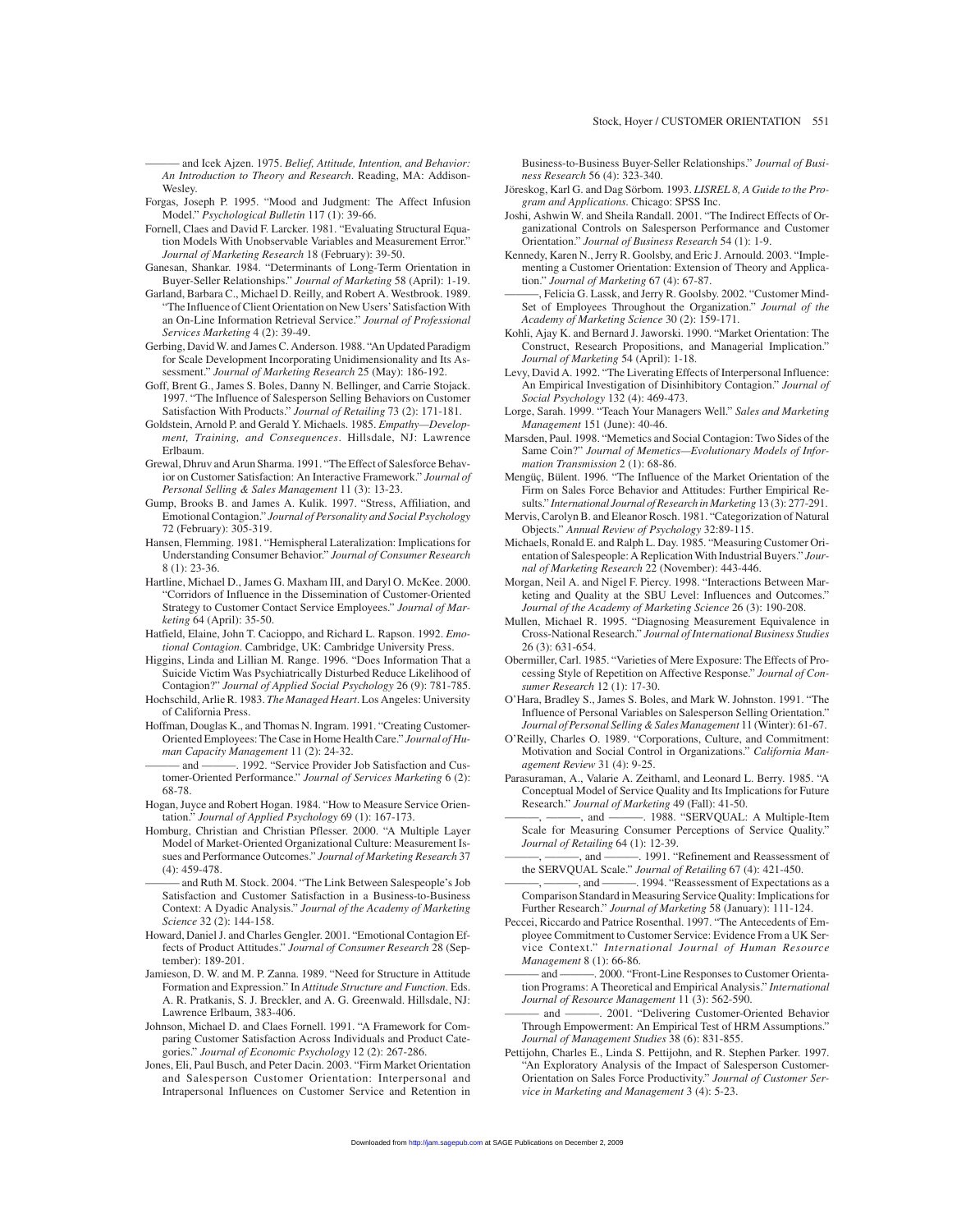——— and Icek Ajzen. 1975. *Belief, Attitude, Intention, and Behavior: An Introduction to Theory and Research*. Reading, MA: Addison-Wesley.

Forgas, Joseph P. 1995. "Mood and Judgment: The Affect Infusion Model." *Psychological Bulletin* 117 (1): 39-66.

Fornell, Claes and David F. Larcker. 1981. "Evaluating Structural Equation Models With Unobservable Variables and Measurement Error." *Journal of Marketing Research* 18 (February): 39-50.

Ganesan, Shankar. 1984. "Determinants of Long-Term Orientation in Buyer-Seller Relationships." *Journal of Marketing* 58 (April): 1-19.

Garland, Barbara C., Michael D. Reilly, and Robert A. Westbrook. 1989. "The Influence of Client Orientation on New Users' Satisfaction With an On-Line Information Retrieval Service." *Journal of Professional Services Marketing* 4 (2): 39-49.

Gerbing, David W. and James C. Anderson. 1988. "An Updated Paradigm for Scale Development Incorporating Unidimensionality and Its Assessment." *Journal of Marketing Research* 25 (May): 186-192.

Goff, Brent G., James S. Boles, Danny N. Bellinger, and Carrie Stojack. 1997. "The Influence of Salesperson Selling Behaviors on Customer Satisfaction With Products." *Journal of Retailing* 73 (2): 171-181.

Goldstein, Arnold P. and Gerald Y. Michaels. 1985. *Empathy—Development, Training, and Consequences*. Hillsdale, NJ: Lawrence Erlbaum.

Grewal, Dhruv and Arun Sharma. 1991. "The Effect of Salesforce Behavior on Customer Satisfaction: An Interactive Framework." *Journal of Personal Selling & Sales Management* 11 (3): 13-23.

Gump, Brooks B. and James A. Kulik. 1997. "Stress, Affiliation, and Emotional Contagion." *Journal of Personality and Social Psychology* 72 (February): 305-319.

Hansen, Flemming. 1981. "Hemispheral Lateralization: Implications for Understanding Consumer Behavior." *Journal of Consumer Research* 8 (1): 23-36.

Hartline, Michael D., James G. Maxham III, and Daryl O. McKee. 2000. "Corridors of Influence in the Dissemination of Customer-Oriented Strategy to Customer Contact Service Employees." *Journal of Marketing* 64 (April): 35-50.

Hatfield, Elaine, John T. Cacioppo, and Richard L. Rapson. 1992. *Emotional Contagion*. Cambridge, UK: Cambridge University Press.

Higgins, Linda and Lillian M. Range. 1996. "Does Information That a Suicide Victim Was Psychiatrically Disturbed Reduce Likelihood of Contagion?" *Journal of Applied Social Psychology* 26 (9): 781-785.

Hochschild, Arlie R. 1983. *The Managed Heart*. Los Angeles: University of California Press.

Hoffman, Douglas K., and Thomas N. Ingram. 1991. "Creating Customer-Oriented Employees: The Case in Home Health Care." *Journal of Human Capacity Management* 11 (2): 24-32.

——— and ———. 1992. "Service Provider Job Satisfaction and Customer-Oriented Performance." *Journal of Services Marketing* 6 (2): 68-78.

Hogan, Juyce and Robert Hogan. 1984. "How to Measure Service Orientation." *Journal of Applied Psychology* 69 (1): 167-173.

Homburg, Christian and Christian Pflesser. 2000. "A Multiple Layer Model of Market-Oriented Organizational Culture: Measurement Issues and Performance Outcomes." *Journal of Marketing Research* 37 (4): 459-478.

——— and Ruth M. Stock. 2004. "The Link Between Salespeople's Job Satisfaction and Customer Satisfaction in a Business-to-Business Context: A Dyadic Analysis." *Journal of the Academy of Marketing Science* 32 (2): 144-158.

Howard, Daniel J. and Charles Gengler. 2001. "Emotional Contagion Effects of Product Attitudes." *Journal of Consumer Research* 28 (September): 189-201.

Jamieson, D. W. and M. P. Zanna. 1989. "Need for Structure in Attitude Formation and Expression." In *Attitude Structure and Function*. Eds. A. R. Pratkanis, S. J. Breckler, and A. G. Greenwald. Hillsdale, NJ: Lawrence Erlbaum, 383-406.

Johnson, Michael D. and Claes Fornell. 1991. "A Framework for Comparing Customer Satisfaction Across Individuals and Product Categories." *Journal of Economic Psychology* 12 (2): 267-286.

Jones, Eli, Paul Busch, and Peter Dacin. 2003. "Firm Market Orientation and Salesperson Customer Orientation: Interpersonal and Intrapersonal Influences on Customer Service and Retention in Business-to-Business Buyer-Seller Relationships." *Journal of Business Research* 56 (4): 323-340.

Jöreskog, Karl G. and Dag Sörbom. 1993. *LISREL 8, A Guide to the Program and Applications*. Chicago: SPSS Inc.

Joshi, Ashwin W. and Sheila Randall. 2001. "The Indirect Effects of Organizational Controls on Salesperson Performance and Customer Orientation." *Journal of Business Research* 54 (1): 1-9.

Kennedy, Karen N., Jerry R. Goolsby, and Eric J. Arnould. 2003. "Implementing a Customer Orientation: Extension of Theory and Application." *Journal of Marketing* 67 (4): 67-87.

———, Felicia G. Lassk, and Jerry R. Goolsby. 2002. "Customer Mind-Set of Employees Throughout the Organization." *Journal of the Academy of Marketing Science* 30 (2): 159-171.

Kohli, Ajay K. and Bernard J. Jaworski. 1990. "Market Orientation: The Construct, Research Propositions, and Managerial Implication." *Journal of Marketing* 54 (April): 1-18.

Levy, David A. 1992. "The Liverating Effects of Interpersonal Influence: An Empirical Investigation of Disinhibitory Contagion." *Journal of Social Psychology* 132 (4): 469-473.

Lorge, Sarah. 1999. "Teach Your Managers Well." *Sales and Marketing Management* 151 (June): 40-46.

Marsden, Paul. 1998. "Memetics and Social Contagion: Two Sides of the Same Coin?" *Journal of Memetics—Evolutionary Models of Information Transmission* 2 (1): 68-86.

Mengüç, Bülent. 1996. "The Influence of the Market Orientation of the Firm on Sales Force Behavior and Attitudes: Further Empirical Results." *International Journal of Research in Marketing* 13 (3): 277-291.

Mervis, Carolyn B. and Eleanor Rosch. 1981. "Categorization of Natural Objects." *Annual Review of Psychology* 32:89-115.

Michaels, Ronald E. and Ralph L. Day. 1985. "Measuring Customer Orientation of Salespeople: A Replication With Industrial Buyers." *Journal of Marketing Research* 22 (November): 443-446.

Morgan, Neil A. and Nigel F. Piercy. 1998. "Interactions Between Marketing and Quality at the SBU Level: Influences and Outcomes." *Journal of the Academy of Marketing Science* 26 (3): 190-208.

Mullen, Michael R. 1995. "Diagnosing Measurement Equivalence in Cross-National Research." *Journal of International Business Studies* 26 (3): 631-654.

Obermiller, Carl. 1985. "Varieties of Mere Exposure: The Effects of Processing Style of Repetition on Affective Response." *Journal of Consumer Research* 12 (1): 17-30.

O'Hara, Bradley S., James S. Boles, and Mark W. Johnston. 1991. "The Influence of Personal Variables on Salesperson Selling Orientation." *Journal of Personal Selling & Sales Management* 11 (Winter): 61-67.

O'Reilly, Charles O. 1989. "Corporations, Culture, and Commitment: Motivation and Social Control in Organizations." *California Management Review* 31 (4): 9-25.

Parasuraman, A., Valarie A. Zeithaml, and Leonard L. Berry. 1985. "A Conceptual Model of Service Quality and Its Implications for Future Research." *Journal of Marketing* 49 (Fall): 41-50.

———, ———, and ———. 1988. "SERVQUAL: A Multiple-Item Scale for Measuring Consumer Perceptions of Service Quality." *Journal of Retailing* 64 (1): 12-39.

———, ———, and ———. 1991. "Refinement and Reassessment of the SERVQUAL Scale." *Journal of Retailing* 67 (4): 421-450.

———, ———, and ———. 1994. "Reassessment of Expectations as a Comparison Standard in Measuring Service Quality: Implications for Further Research." *Journal of Marketing* 58 (January): 111-124.

Peccei, Riccardo and Patrice Rosenthal. 1997. "The Antecedents of Employee Commitment to Customer Service: Evidence From a UK Service Context." *International Journal of Human Resource Management* 8 (1): 66-86.

——— and ———. 2000. "Front-Line Responses to Customer Orientation Programs: A Theoretical and Empirical Analysis." *International Journal of Resource Management* 11 (3): 562-590.

——— and ———. 2001. "Delivering Customer-Oriented Behavior Through Empowerment: An Empirical Test of HRM Assumptions." *Journal of Management Studies* 38 (6): 831-855.

Pettijohn, Charles E., Linda S. Pettijohn, and R. Stephen Parker. 1997. "An Exploratory Analysis of the Impact of Salesperson Customer-Orientation on Sales Force Productivity." *Journal of Customer Service in Marketing and Management* 3 (4): 5-23.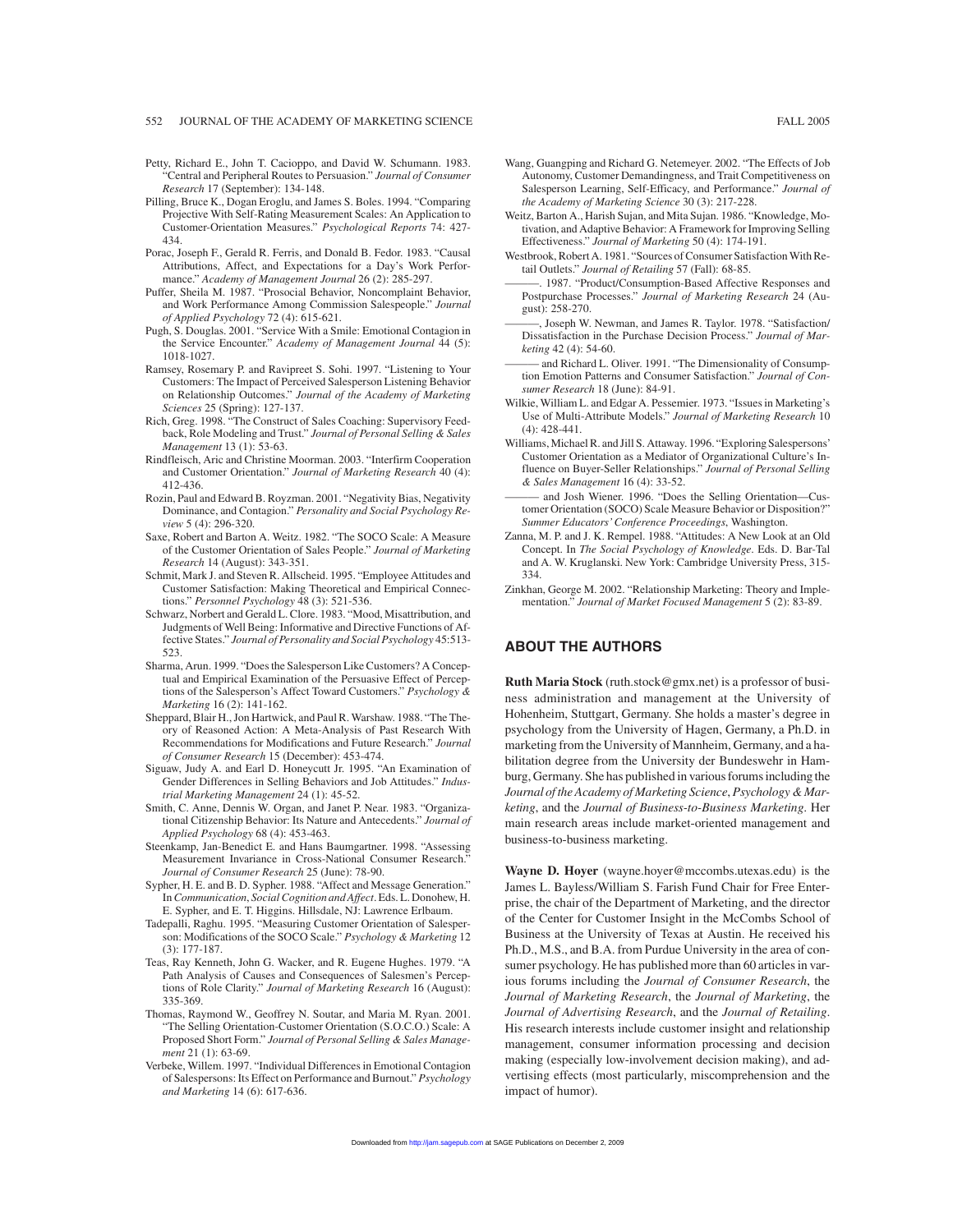Petty, Richard E., John T. Cacioppo, and David W. Schumann. 1983. "Central and Peripheral Routes to Persuasion." *Journal of Consumer Research* 17 (September): 134-148.

Pilling, Bruce K., Dogan Eroglu, and James S. Boles. 1994. "Comparing Projective With Self-Rating Measurement Scales: An Application to Customer-Orientation Measures." *Psychological Reports* 74: 427-434.

Porac, Joseph F., Gerald R. Ferris, and Donald B. Fedor. 1983. "Causal Attributions, Affect, and Expectations for a Day's Work Performance." *Academy of Management Journal* 26 (2): 285-297.

Puffer, Sheila M. 1987. "Prosocial Behavior, Noncomplaint Behavior, and Work Performance Among Commission Salespeople." *Journal of Applied Psychology* 72 (4): 615-621.

Pugh, S. Douglas. 2001. "Service With a Smile: Emotional Contagion in the Service Encounter." *Academy of Management Journal* 44 (5): 1018-1027.

Ramsey, Rosemary P. and Ravipreet S. Sohi. 1997. "Listening to Your Customers: The Impact of Perceived Salesperson Listening Behavior on Relationship Outcomes." *Journal of the Academy of Marketing Sciences* 25 (Spring): 127-137.

Rich, Greg. 1998. "The Construct of Sales Coaching: Supervisory Feedback, Role Modeling and Trust." *Journal of Personal Selling & Sales Management* 13 (1): 53-63.

Rindfleisch, Aric and Christine Moorman. 2003. "Interfirm Cooperation and Customer Orientation." *Journal of Marketing Research* 40 (4): 412-436.

Rozin, Paul and Edward B. Royzman. 2001. "Negativity Bias, Negativity Dominance, and Contagion." *Personality and Social Psychology Review* 5 (4): 296-320.

Saxe, Robert and Barton A. Weitz. 1982. "The SOCO Scale: A Measure of the Customer Orientation of Sales People." *Journal of Marketing Research* 14 (August): 343-351.

Schmit, Mark J. and Steven R. Allscheid. 1995. "Employee Attitudes and Customer Satisfaction: Making Theoretical and Empirical Connections." *Personnel Psychology* 48 (3): 521-536.

Schwarz, Norbert and Gerald L. Clore. 1983. "Mood, Misattribution, and Judgments of Well Being: Informative and Directive Functions of Affective States." *Journal of Personality and Social Psychology* 45:513-523.

Sharma, Arun. 1999. "Does the Salesperson Like Customers? A Conceptual and Empirical Examination of the Persuasive Effect of Perceptions of the Salesperson's Affect Toward Customers." *Psychology & Marketing* 16 (2): 141-162.

Sheppard, Blair H., Jon Hartwick, and Paul R. Warshaw. 1988. "The Theory of Reasoned Action: A Meta-Analysis of Past Research With Recommendations for Modifications and Future Research." *Journal of Consumer Research* 15 (December): 453-474.

Siguaw, Judy A. and Earl D. Honeycutt Jr. 1995. "An Examination of Gender Differences in Selling Behaviors and Job Attitudes." *Industrial Marketing Management* 24 (1): 45-52.

Smith, C. Anne, Dennis W. Organ, and Janet P. Near. 1983. "Organizational Citizenship Behavior: Its Nature and Antecedents." *Journal of Applied Psychology* 68 (4): 453-463.

Steenkamp, Jan-Benedict E. and Hans Baumgartner. 1998. "Assessing Measurement Invariance in Cross-National Consumer Research." *Journal of Consumer Research* 25 (June): 78-90.

Sypher, H. E. and B. D. Sypher. 1988. "Affect and Message Generation." In *Communication, Social Cognition and Affect*. Eds. L. Donohew, H. E. Sypher, and E. T. Higgins. Hillsdale, NJ: Lawrence Erlbaum.

Tadepalli, Raghu. 1995. "Measuring Customer Orientation of Salesperson: Modifications of the SOCO Scale." *Psychology & Marketing* 12 (3): 177-187.

Teas, Ray Kenneth, John G. Wacker, and R. Eugene Hughes. 1979. "A Path Analysis of Causes and Consequences of Salesmen's Perceptions of Role Clarity." *Journal of Marketing Research* 16 (August): 335-369.

Thomas, Raymond W., Geoffrey N. Soutar, and Maria M. Ryan. 2001. "The Selling Orientation-Customer Orientation (S.O.C.O.) Scale: A Proposed Short Form." *Journal of Personal Selling & Sales Management* 21 (1): 63-69.

Verbeke, Willem. 1997. "Individual Differences in Emotional Contagion of Salespersons: Its Effect on Performance and Burnout." *Psychology and Marketing* 14 (6): 617-636.

Wang, Guangping and Richard G. Netemeyer. 2002. "The Effects of Job Autonomy, Customer Demandingness, and Trait Competitiveness on Salesperson Learning, Self-Efficacy, and Performance." *Journal of the Academy of Marketing Science* 30 (3): 217-228.

Weitz, Barton A., Harish Sujan, and Mita Sujan. 1986. "Knowledge, Motivation, and Adaptive Behavior: A Framework for Improving Selling Effectiveness." *Journal of Marketing* 50 (4): 174-191.

Westbrook, Robert A. 1981. "Sources of Consumer Satisfaction With Retail Outlets." *Journal of Retailing* 57 (Fall): 68-85.

———. 1987. "Product/Consumption-Based Affective Responses and Postpurchase Processes." *Journal of Marketing Research* 24 (August): 258-270.

———, Joseph W. Newman, and James R. Taylor. 1978. "Satisfaction/Dissatisfaction in the Purchase Decision Process." *Journal of Marketing* 42 (4): 54-60.

——— and Richard L. Oliver. 1991. "The Dimensionality of Consumption Emotion Patterns and Consumer Satisfaction." *Journal of Consumer Research* 18 (June): 84-91.

Wilkie, William L. and Edgar A. Pessemier. 1973. "Issues in Marketing's Use of Multi-Attribute Models." *Journal of Marketing Research* 10 (4): 428-441.

Williams, Michael R. and Jill S. Attaway. 1996. "Exploring Salespersons' Customer Orientation as a Mediator of Organizational Culture's Influence on Buyer-Seller Relationships." *Journal of Personal Selling & Sales Management* 16 (4): 33-52.

——— and Josh Wiener. 1996. "Does the Selling Orientation—Customer Orientation (SOCO) Scale Measure Behavior or Disposition?" *Summer Educators' Conference Proceedings*, Washington.

Zanna, M. P. and J. K. Rempel. 1988. "Attitudes: A New Look at an Old Concept. In *The Social Psychology of Knowledge*. Eds. D. Bar-Tal and A. W. Kruglanski. New York: Cambridge University Press, 315-334.

Zinkhan, George M. 2002. "Relationship Marketing: Theory and Implementation." *Journal of Market Focused Management* 5 (2): 83-89.

## ABOUT THE AUTHORS

**Ruth Maria Stock** (ruth.stock@gmx.net) is a professor of business administration and management at the University of Hohenheim, Stuttgart, Germany. She holds a master's degree in psychology from the University of Hagen, Germany, a Ph.D. in marketing from the University of Mannheim, Germany, and a habilitation degree from the University der Bundeswehr in Hamburg, Germany. She has published in various forums including the *Journal of the Academy of Marketing Science*, *Psychology & Marketing*, and the *Journal of Business-to-Business Marketing*. Her main research areas include market-oriented management and business-to-business marketing.

**Wayne D. Hoyer** (wayne.hoyer@mccombs.utexas.edu) is the James L. Bayless/William S. Farish Fund Chair for Free Enterprise, the chair of the Department of Marketing, and the director of the Center for Customer Insight in the McCombs School of Business at the University of Texas at Austin. He received his Ph.D., M.S., and B.A. from Purdue University in the area of consumer psychology. He has published more than 60 articles in various forums including the *Journal of Consumer Research*, the *Journal of Marketing Research*, the *Journal of Marketing*, the *Journal of Advertising Research*, and the *Journal of Retailing*. His research interests include customer insight and relationship management, consumer information processing and decision making (especially low-involvement decision making), and advertising effects (most particularly, miscomprehension and the impact of humor).